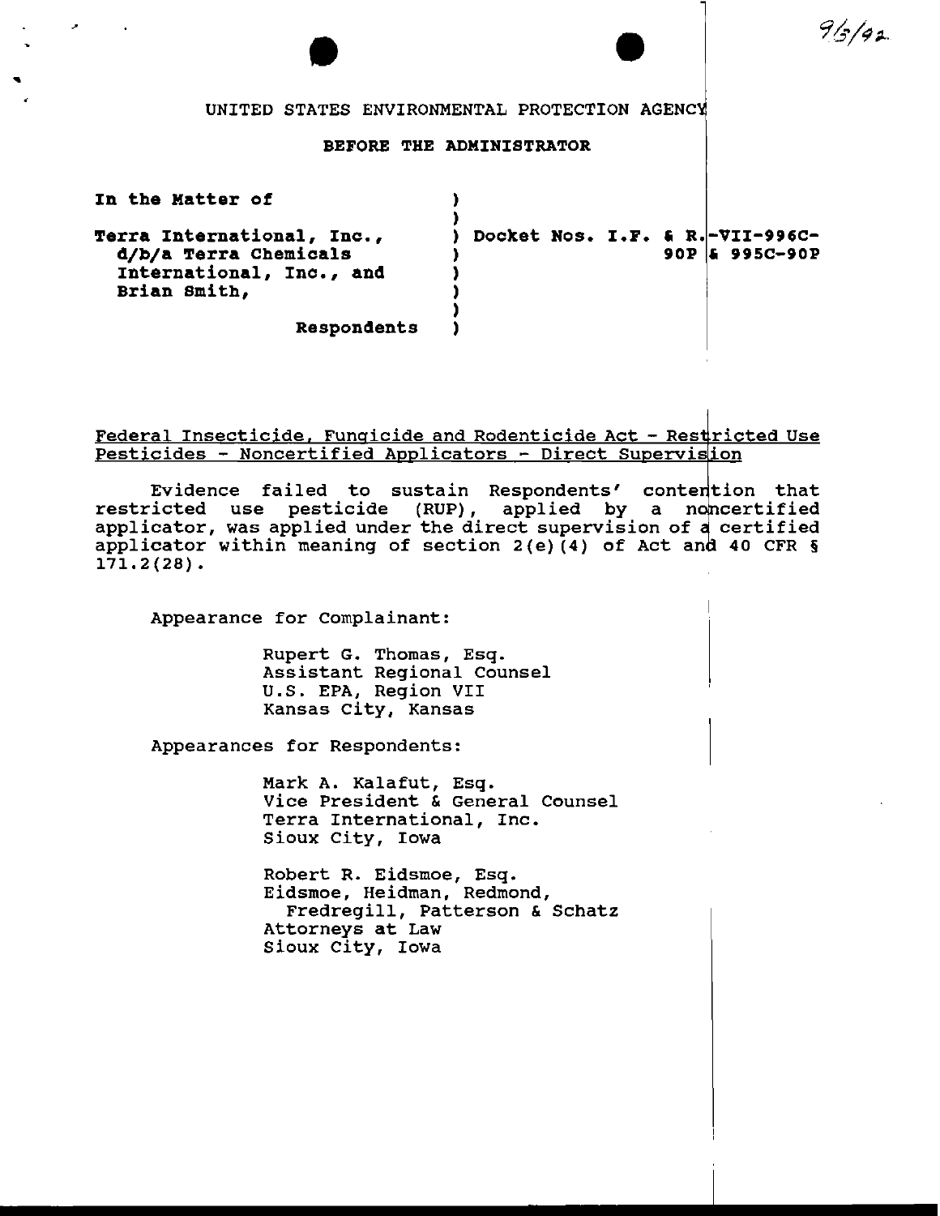9/3/92

UNITED STATES ENVIRONMENTAL PROTECTION AGENCY

**BEFORE THE ADMINISTRATOR**

| | | |
|---|---|---|
| **In the Matter of** | ) | |
| | ) | |
| **Terra International, Inc., d/b/a Terra Chemicals International, Inc., and Brian Smith,** | ) | **Docket Nos. I.F. & R.-VII-996C-90P & 995C-90P** |
| | ) | |
| **Respondents** | ) | |

Federal Insecticide, Fungicide and Rodenticide Act - Restricted Use Pesticides - Noncertified Applicators - Direct Supervision

Evidence failed to sustain Respondents' contention that restricted use pesticide (RUP), applied by a noncertified applicator, was applied under the direct supervision of a certified applicator within meaning of section 2(e)(4) of Act and 40 CFR § 171.2(28).

Appearance for Complainant:

Rupert G. Thomas, Esq.
Assistant Regional Counsel
U.S. EPA, Region VII
Kansas City, Kansas

Appearances for Respondents:

Mark A. Kalafut, Esq.
Vice President & General Counsel
Terra International, Inc.
Sioux City, Iowa

Robert R. Eidsmoe, Esq.
Eidsmoe, Heidman, Redmond, Fredregill, Patterson & Schatz
Attorneys at Law
Sioux City, Iowa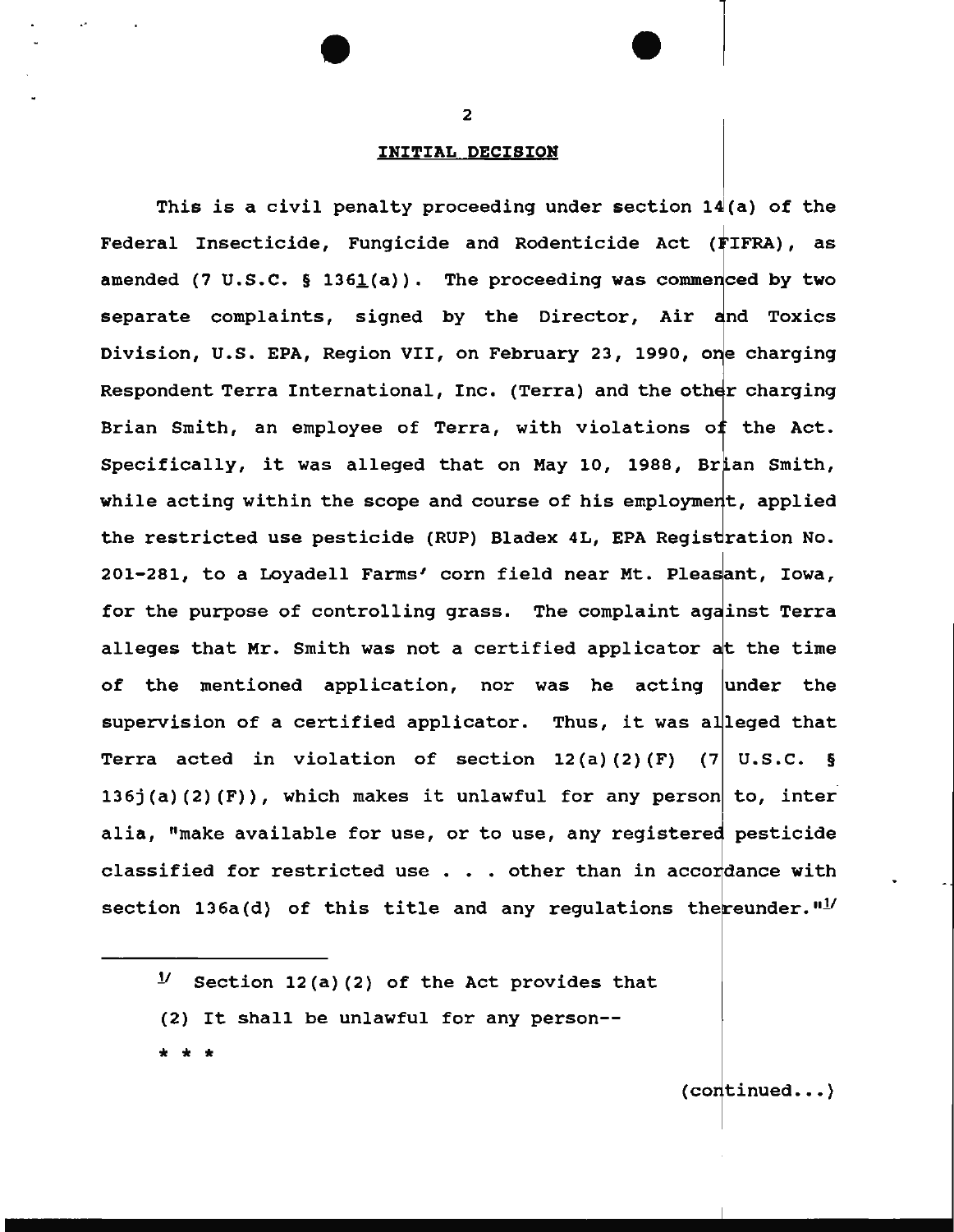## INITIAL DECISION

This is a civil penalty proceeding under section 14(a) of the Federal Insecticide, Fungicide and Rodenticide Act (FIFRA), as amended (7 U.S.C. § 136l(a)). The proceeding was commenced by two separate complaints, signed by the Director, Air and Toxics Division, U.S. EPA, Region VII, on February 23, 1990, one charging Respondent Terra International, Inc. (Terra) and the other charging Brian Smith, an employee of Terra, with violations of the Act. Specifically, it was alleged that on May 10, 1988, Brian Smith, while acting within the scope and course of his employment, applied the restricted use pesticide (RUP) Bladex 4L, EPA Registration No. 201-281, to a Loyadell Farms' corn field near Mt. Pleasant, Iowa, for the purpose of controlling grass. The complaint against Terra alleges that Mr. Smith was not a certified applicator at the time of the mentioned application, nor was he acting under the supervision of a certified applicator. Thus, it was alleged that Terra acted in violation of section 12(a)(2)(F) (7 U.S.C. § 136j(a)(2)(F)), which makes it unlawful for any person to, inter alia, "make available for use, or to use, any registered pesticide classified for restricted use . . . other than in accordance with section 136a(d) of this title and any regulations thereunder."[1]

---

[1] Section 12(a)(2) of the Act provides that

(2) It shall be unlawful for any person--

* * *

(continued...)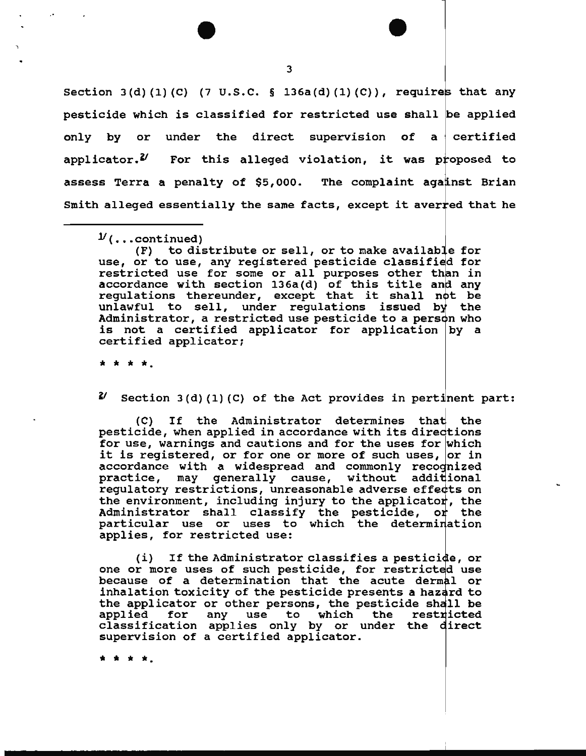Section 3(d)(1)(C) (7 U.S.C. § 136a(d)(1)(C)), requires that any pesticide which is classified for restricted use shall be applied only by or under the direct supervision of a certified applicator.[2] For this alleged violation, it was proposed to assess Terra a penalty of $5,000. The complaint against Brian Smith alleged essentially the same facts, except it averred that he

---

[1](...continued)

(F) to distribute or sell, or to make available for use, or to use, any registered pesticide classified for restricted use for some or all purposes other than in accordance with section 136a(d) of this title and any regulations thereunder, except that it shall not be unlawful to sell, under regulations issued by the Administrator, a restricted use pesticide to a person who is not a certified applicator for application by a certified applicator;

* * * *.

[2] Section 3(d)(1)(C) of the Act provides in pertinent part:

(C) If the Administrator determines that the pesticide, when applied in accordance with its directions for use, warnings and cautions and for the uses for which it is registered, or for one or more of such uses, or in accordance with a widespread and commonly recognized practice, may generally cause, without additional regulatory restrictions, unreasonable adverse effects on the environment, including injury to the applicator, the Administrator shall classify the pesticide, or the particular use or uses to which the determination applies, for restricted use:

(i) If the Administrator classifies a pesticide, or one or more uses of such pesticide, for restricted use because of a determination that the acute dermal or inhalation toxicity of the pesticide presents a hazard to the applicator or other persons, the pesticide shall be applied for any use to which the restricted classification applies only by or under the direct supervision of a certified applicator.

* * * *.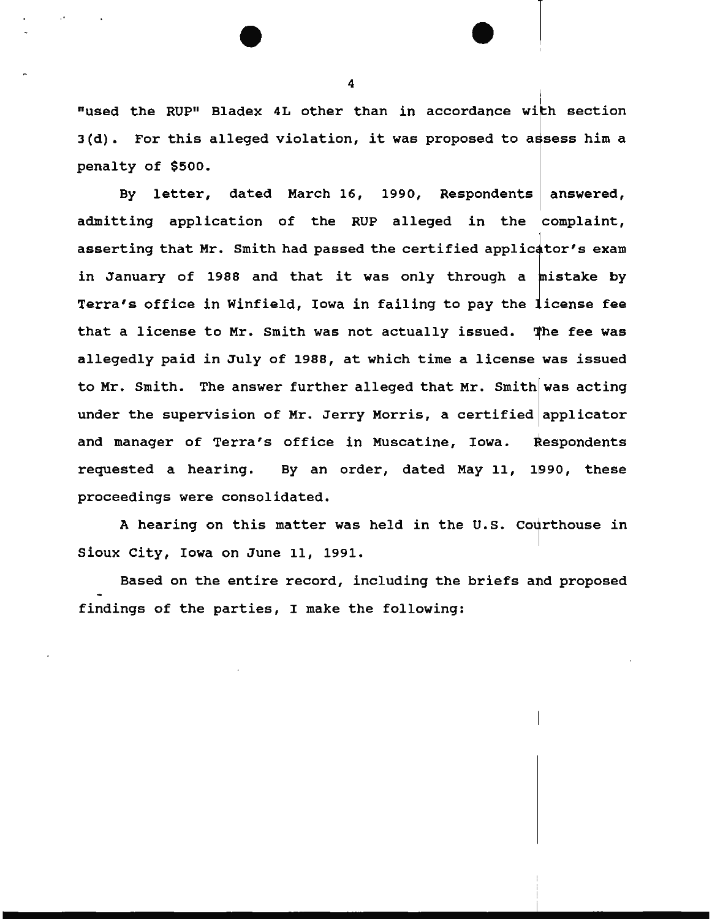"used the RUP" Bladex 4L other than in accordance with section 3(d). For this alleged violation, it was proposed to assess him a penalty of $500.

By letter, dated March 16, 1990, Respondents answered, admitting application of the RUP alleged in the complaint, asserting that Mr. Smith had passed the certified applicator's exam in January of 1988 and that it was only through a mistake by Terra's office in Winfield, Iowa in failing to pay the license fee that a license to Mr. Smith was not actually issued. The fee was allegedly paid in July of 1988, at which time a license was issued to Mr. Smith. The answer further alleged that Mr. Smith was acting under the supervision of Mr. Jerry Morris, a certified applicator and manager of Terra's office in Muscatine, Iowa. Respondents requested a hearing. By an order, dated May 11, 1990, these proceedings were consolidated.

A hearing on this matter was held in the U.S. Courthouse in Sioux City, Iowa on June 11, 1991.

Based on the entire record, including the briefs and proposed findings of the parties, I make the following: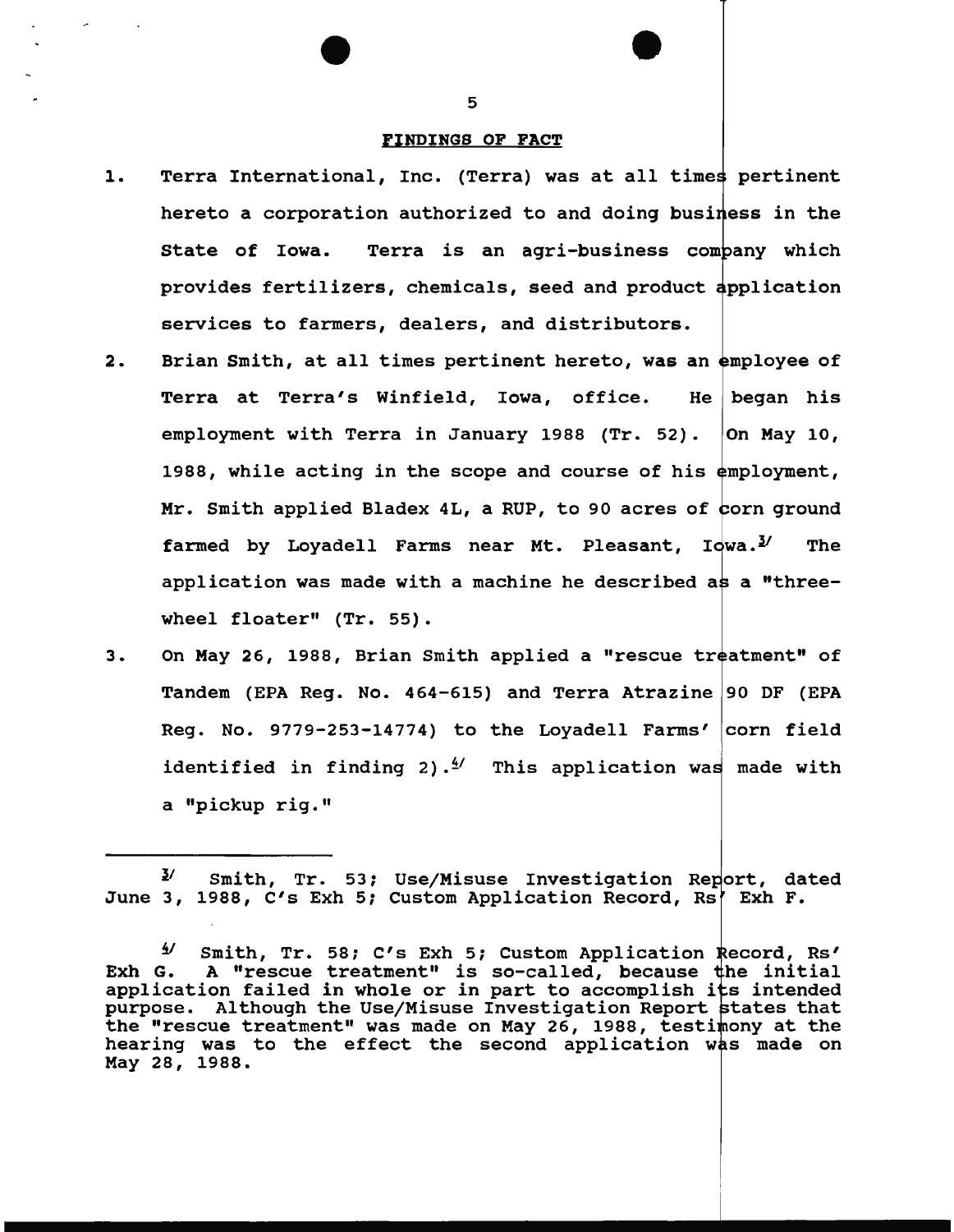## FINDINGS OF FACT

1. Terra International, Inc. (Terra) was at all times pertinent hereto a corporation authorized to and doing business in the State of Iowa. Terra is an agri-business company which provides fertilizers, chemicals, seed and product application services to farmers, dealers, and distributors.

2. Brian Smith, at all times pertinent hereto, was an employee of Terra at Terra's Winfield, Iowa, office. He began his employment with Terra in January 1988 (Tr. 52). On May 10, 1988, while acting in the scope and course of his employment, Mr. Smith applied Bladex 4L, a RUP, to 90 acres of corn ground farmed by Loyadell Farms near Mt. Pleasant, Iowa.[3] The application was made with a machine he described as a "three-wheel floater" (Tr. 55).

3. On May 26, 1988, Brian Smith applied a "rescue treatment" of Tandem (EPA Reg. No. 464-615) and Terra Atrazine 90 DF (EPA Reg. No. 9779-253-14774) to the Loyadell Farms' corn field identified in finding 2).[4] This application was made with a "pickup rig."

---

[3] Smith, Tr. 53; Use/Misuse Investigation Report, dated June 3, 1988, C's Exh 5; Custom Application Record, Rs' Exh F.

[4] Smith, Tr. 58; C's Exh 5; Custom Application Record, Rs' Exh G. A "rescue treatment" is so-called, because the initial application failed in whole or in part to accomplish its intended purpose. Although the Use/Misuse Investigation Report states that the "rescue treatment" was made on May 26, 1988, testimony at the hearing was to the effect the second application was made on May 28, 1988.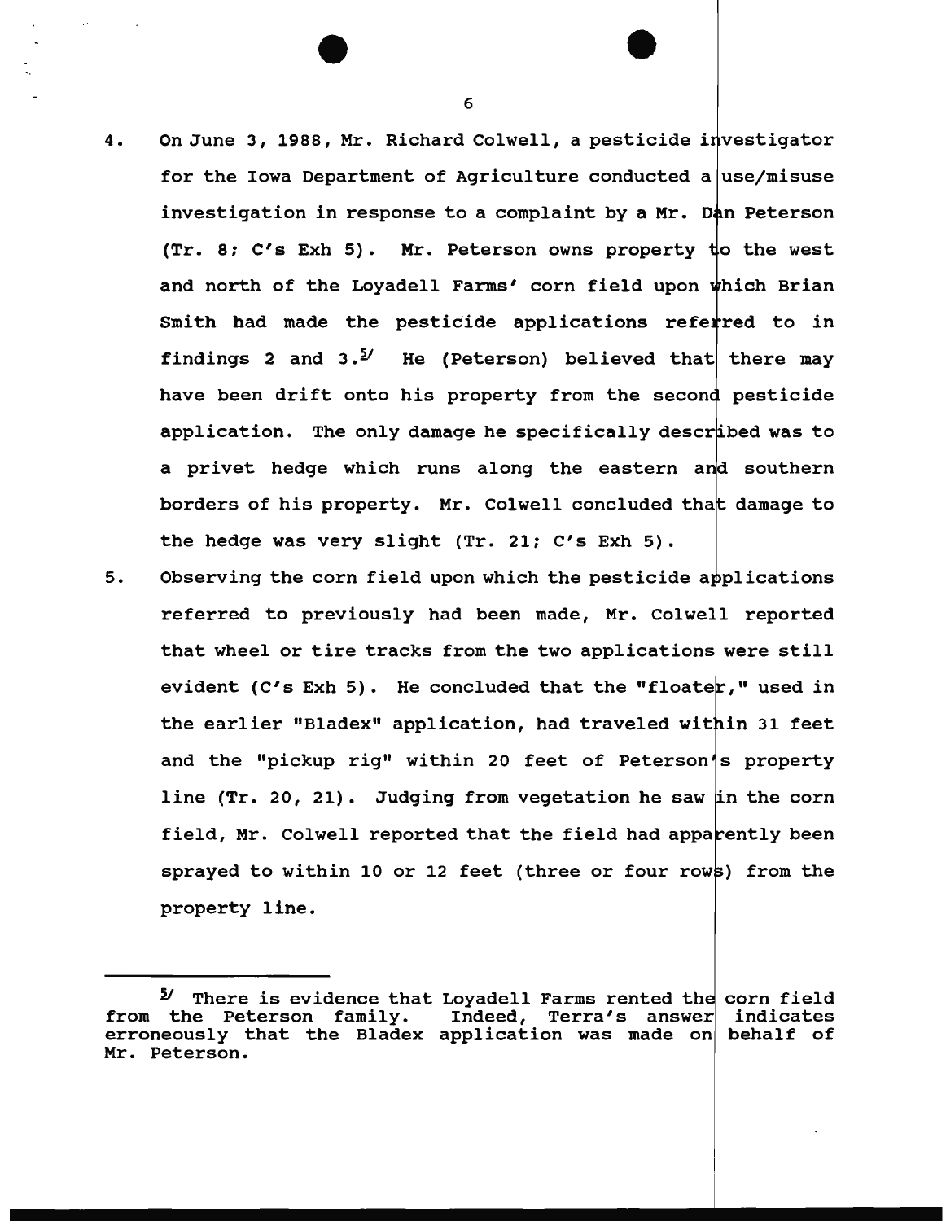4. On June 3, 1988, Mr. Richard Colwell, a pesticide investigator for the Iowa Department of Agriculture conducted a use/misuse investigation in response to a complaint by a Mr. Dan Peterson (Tr. 8; C's Exh 5). Mr. Peterson owns property to the west and north of the Loyadell Farms' corn field upon which Brian Smith had made the pesticide applications referred to in findings 2 and 3.[5] He (Peterson) believed that there may have been drift onto his property from the second pesticide application. The only damage he specifically described was to a privet hedge which runs along the eastern and southern borders of his property. Mr. Colwell concluded that damage to the hedge was very slight (Tr. 21; C's Exh 5).

5. Observing the corn field upon which the pesticide applications referred to previously had been made, Mr. Colwell reported that wheel or tire tracks from the two applications were still evident (C's Exh 5). He concluded that the "floater," used in the earlier "Bladex" application, had traveled within 31 feet and the "pickup rig" within 20 feet of Peterson's property line (Tr. 20, 21). Judging from vegetation he saw in the corn field, Mr. Colwell reported that the field had apparently been sprayed to within 10 or 12 feet (three or four rows) from the property line.

---

[5] There is evidence that Loyadell Farms rented the corn field from the Peterson family. Indeed, Terra's answer indicates erroneously that the Bladex application was made on behalf of Mr. Peterson.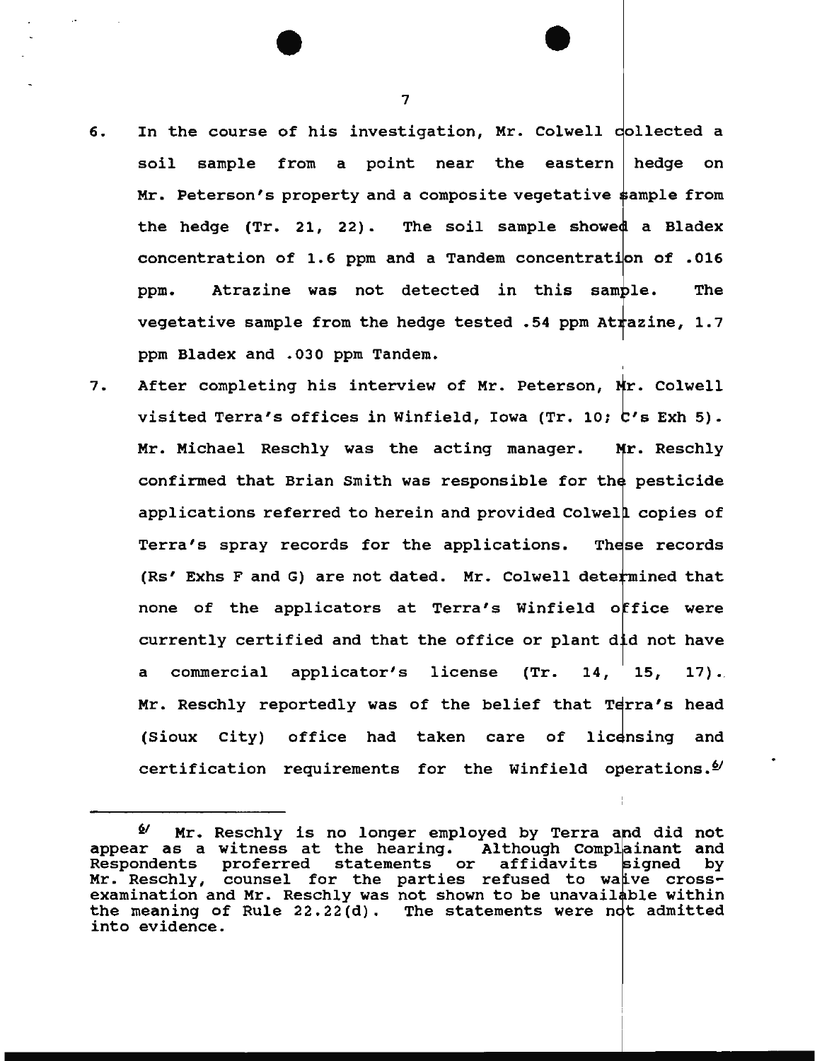6. In the course of his investigation, Mr. Colwell collected a soil sample from a point near the eastern hedge on Mr. Peterson's property and a composite vegetative sample from the hedge (Tr. 21, 22). The soil sample showed a Bladex concentration of 1.6 ppm and a Tandem concentration of .016 ppm. Atrazine was not detected in this sample. The vegetative sample from the hedge tested .54 ppm Atrazine, 1.7 ppm Bladex and .030 ppm Tandem.

7. After completing his interview of Mr. Peterson, Mr. Colwell visited Terra's offices in Winfield, Iowa (Tr. 10; C's Exh 5). Mr. Michael Reschly was the acting manager. Mr. Reschly confirmed that Brian Smith was responsible for the pesticide applications referred to herein and provided Colwell copies of Terra's spray records for the applications. These records (Rs' Exhs F and G) are not dated. Mr. Colwell determined that none of the applicators at Terra's Winfield office were currently certified and that the office or plant did not have a commercial applicator's license (Tr. 14, 15, 17). Mr. Reschly reportedly was of the belief that Terra's head (Sioux City) office had taken care of licensing and certification requirements for the Winfield operations.[6]

---

[6] Mr. Reschly is no longer employed by Terra and did not appear as a witness at the hearing. Although Complainant and Respondents proferred statements or affidavits signed by Mr. Reschly, counsel for the parties refused to waive cross-examination and Mr. Reschly was not shown to be unavailable within the meaning of Rule 22.22(d). The statements were not admitted into evidence.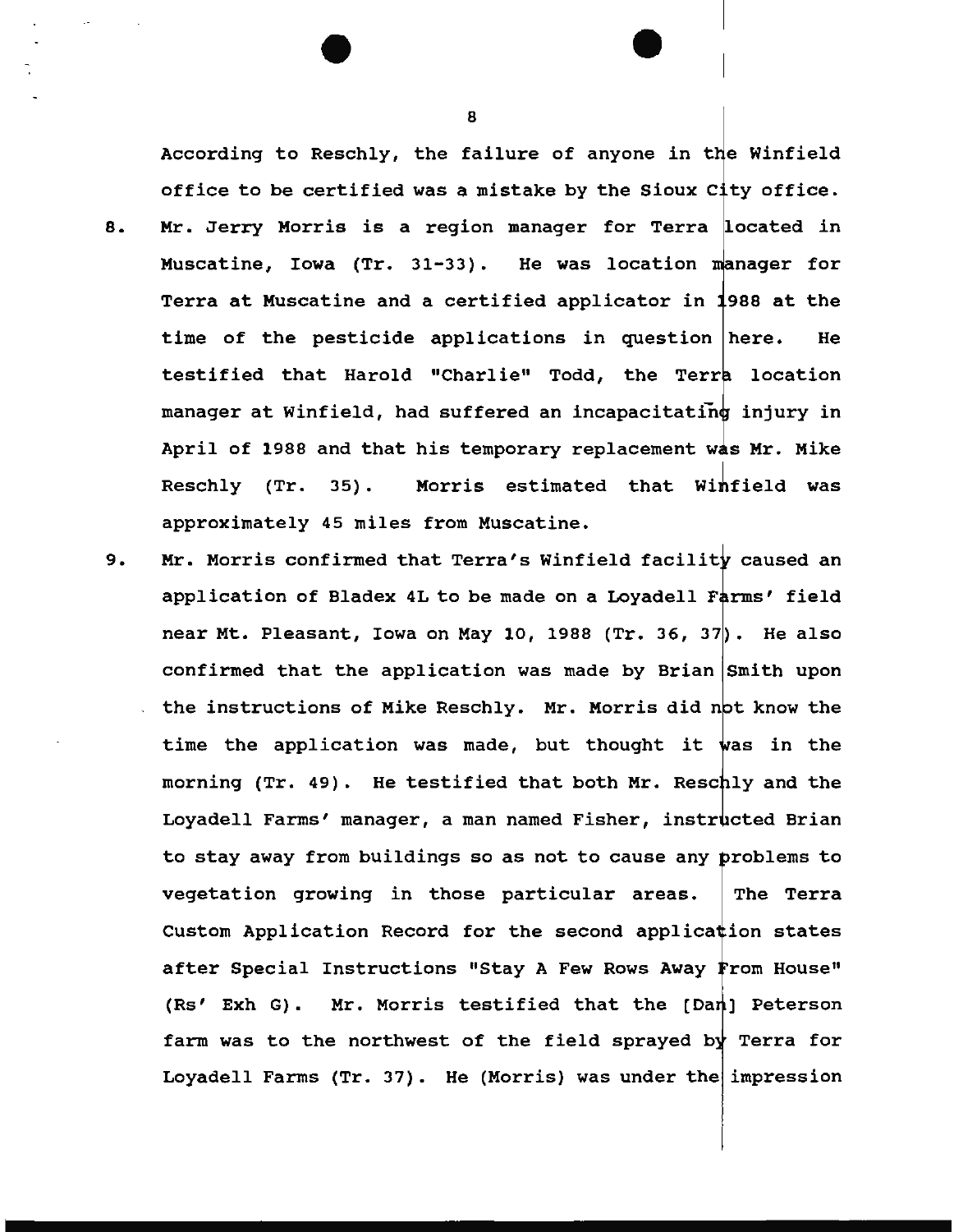According to Reschly, the failure of anyone in the Winfield office to be certified was a mistake by the Sioux City office.

8. Mr. Jerry Morris is a region manager for Terra located in Muscatine, Iowa (Tr. 31-33). He was location manager for Terra at Muscatine and a certified applicator in 1988 at the time of the pesticide applications in question here. He testified that Harold "Charlie" Todd, the Terra location manager at Winfield, had suffered an incapacitating injury in April of 1988 and that his temporary replacement was Mr. Mike Reschly (Tr. 35). Morris estimated that Winfield was approximately 45 miles from Muscatine.

9. Mr. Morris confirmed that Terra's Winfield facility caused an application of Bladex 4L to be made on a Loyadell Farms' field near Mt. Pleasant, Iowa on May 10, 1988 (Tr. 36, 37). He also confirmed that the application was made by Brian Smith upon the instructions of Mike Reschly. Mr. Morris did not know the time the application was made, but thought it was in the morning (Tr. 49). He testified that both Mr. Reschly and the Loyadell Farms' manager, a man named Fisher, instructed Brian to stay away from buildings so as not to cause any problems to vegetation growing in those particular areas. The Terra Custom Application Record for the second application states after Special Instructions "Stay A Few Rows Away From House" (Rs' Exh G). Mr. Morris testified that the [Dan] Peterson farm was to the northwest of the field sprayed by Terra for Loyadell Farms (Tr. 37). He (Morris) was under the impression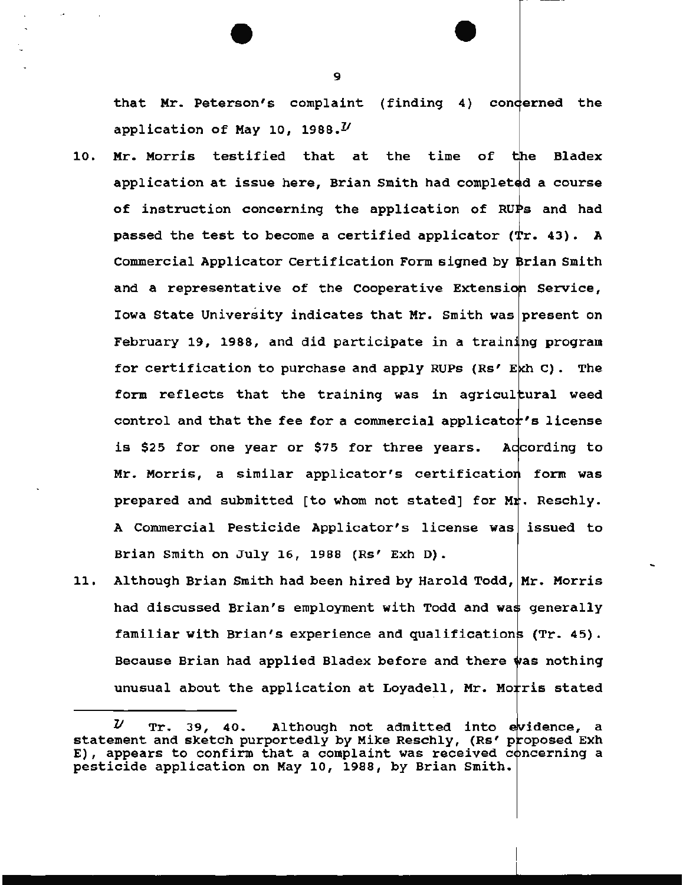that Mr. Peterson's complaint (finding 4) concerned the application of May 10, 1988.[1]

10. Mr. Morris testified that at the time of the Bladex application at issue here, Brian Smith had completed a course of instruction concerning the application of RUPs and had passed the test to become a certified applicator (Tr. 43). A Commercial Applicator Certification Form signed by Brian Smith and a representative of the Cooperative Extension Service, Iowa State University indicates that Mr. Smith was present on February 19, 1988, and did participate in a training program for certification to purchase and apply RUPs (Rs' Exh C). The form reflects that the training was in agricultural weed control and that the fee for a commercial applicator's license is $25 for one year or $75 for three years. According to Mr. Morris, a similar applicator's certification form was prepared and submitted [to whom not stated] for Mr. Reschly. A Commercial Pesticide Applicator's license was issued to Brian Smith on July 16, 1988 (Rs' Exh D).

11. Although Brian Smith had been hired by Harold Todd, Mr. Morris had discussed Brian's employment with Todd and was generally familiar with Brian's experience and qualifications (Tr. 45). Because Brian had applied Bladex before and there was nothing unusual about the application at Loyadell, Mr. Morris stated

---

[1] Tr. 39, 40. Although not admitted into evidence, a statement and sketch purportedly by Mike Reschly, (Rs' proposed Exh E), appears to confirm that a complaint was received concerning a pesticide application on May 10, 1988, by Brian Smith.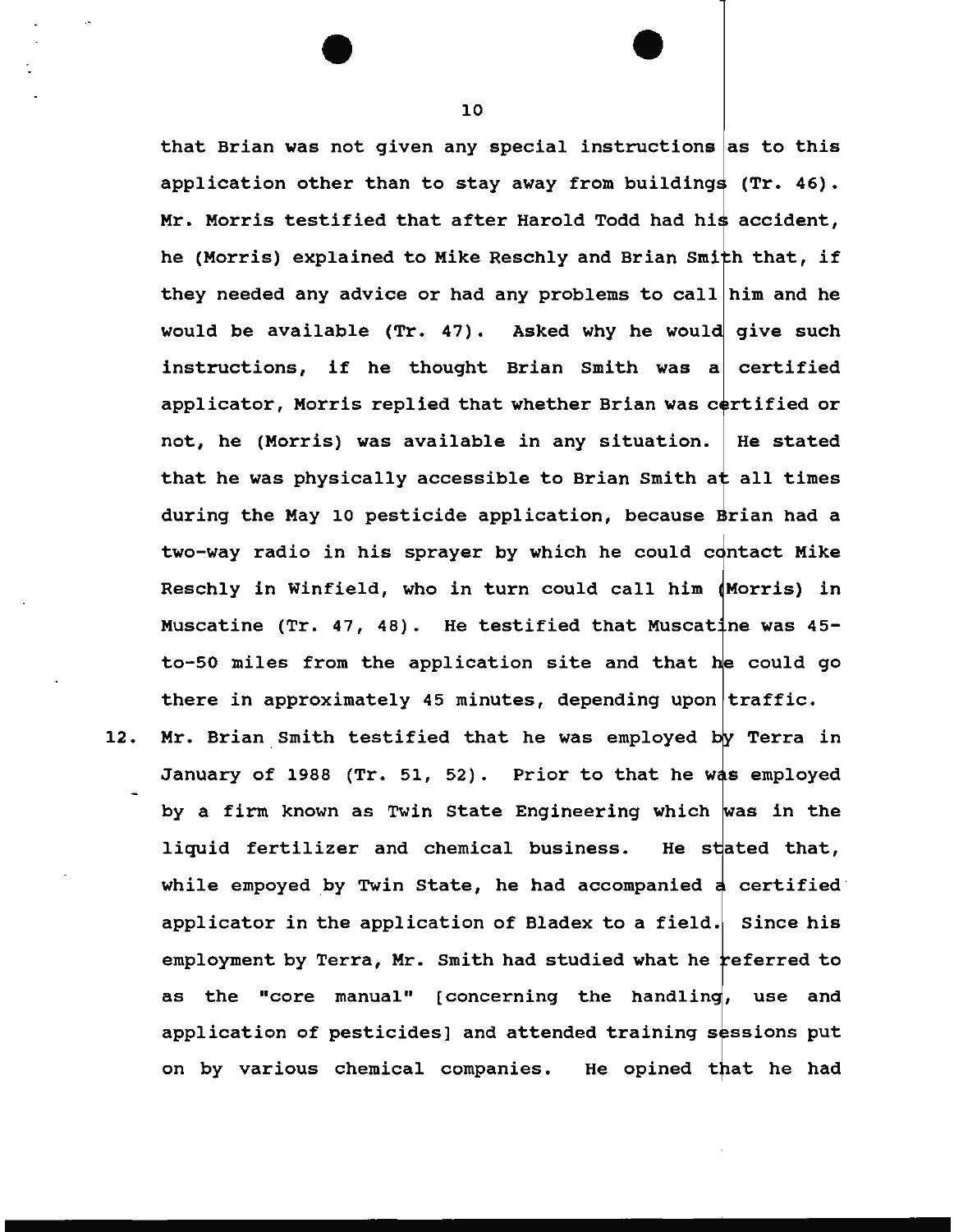that Brian was not given any special instructions as to this application other than to stay away from buildings (Tr. 46). Mr. Morris testified that after Harold Todd had his accident, he (Morris) explained to Mike Reschly and Brian Smith that, if they needed any advice or had any problems to call him and he would be available (Tr. 47). Asked why he would give such instructions, if he thought Brian Smith was a certified applicator, Morris replied that whether Brian was certified or not, he (Morris) was available in any situation. He stated that he was physically accessible to Brian Smith at all times during the May 10 pesticide application, because Brian had a two-way radio in his sprayer by which he could contact Mike Reschly in Winfield, who in turn could call him (Morris) in Muscatine (Tr. 47, 48). He testified that Muscatine was 45-to-50 miles from the application site and that he could go there in approximately 45 minutes, depending upon traffic.

12. Mr. Brian Smith testified that he was employed by Terra in January of 1988 (Tr. 51, 52). Prior to that he was employed by a firm known as Twin State Engineering which was in the liquid fertilizer and chemical business. He stated that, while empoyed by Twin State, he had accompanied a certified applicator in the application of Bladex to a field. Since his employment by Terra, Mr. Smith had studied what he referred to as the "core manual" [concerning the handling, use and application of pesticides] and attended training sessions put on by various chemical companies. He opined that he had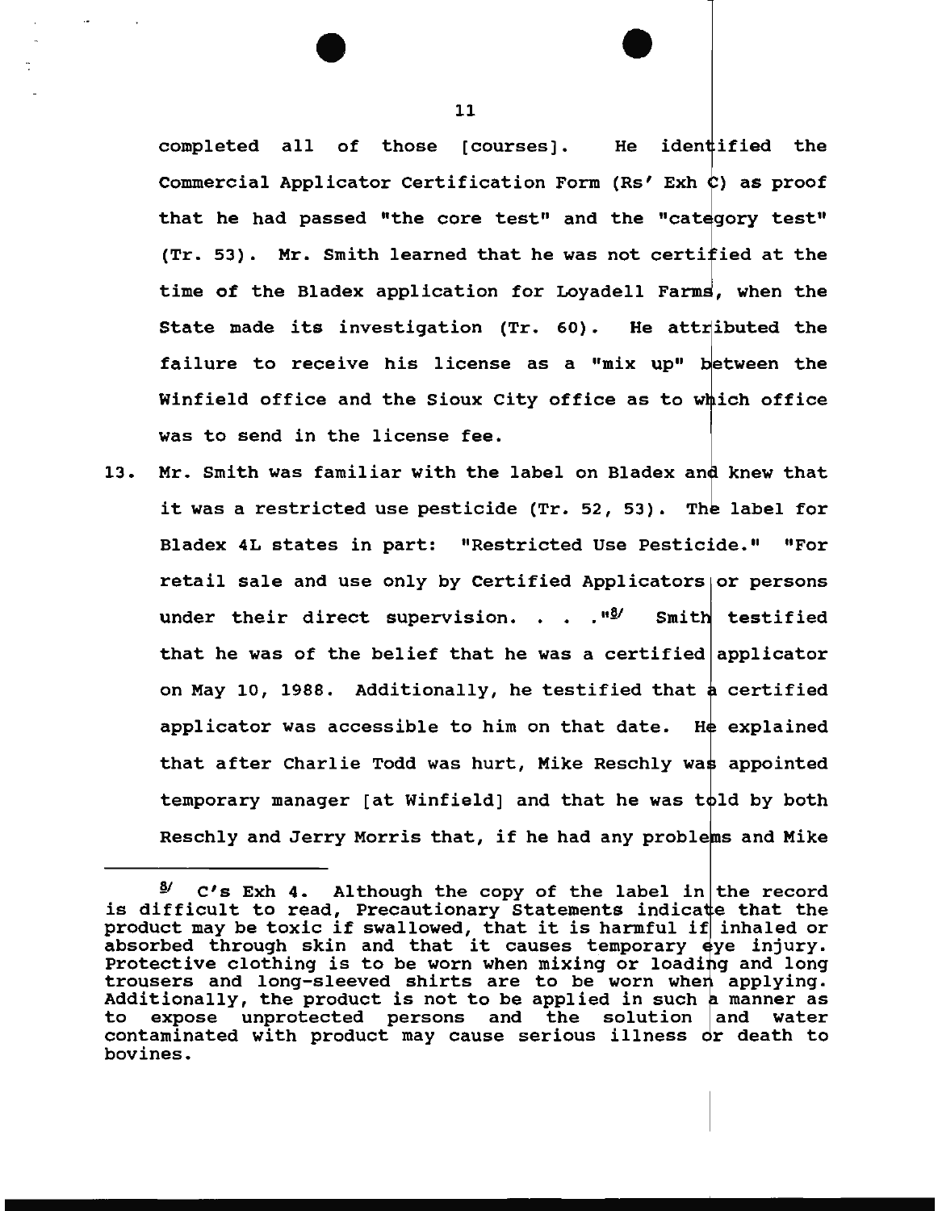completed all of those [courses]. He identified the Commercial Applicator Certification Form (Rs' Exh C) as proof that he had passed "the core test" and the "category test" (Tr. 53). Mr. Smith learned that he was not certified at the time of the Bladex application for Loyadell Farms, when the State made its investigation (Tr. 60). He attributed the failure to receive his license as a "mix up" between the Winfield office and the Sioux City office as to which office was to send in the license fee.

13. Mr. Smith was familiar with the label on Bladex and knew that it was a restricted use pesticide (Tr. 52, 53). The label for Bladex 4L states in part: "Restricted Use Pesticide." "For retail sale and use only by Certified Applicators or persons under their direct supervision. . . ."[8] Smith testified that he was of the belief that he was a certified applicator on May 10, 1988. Additionally, he testified that a certified applicator was accessible to him on that date. He explained that after Charlie Todd was hurt, Mike Reschly was appointed temporary manager [at Winfield] and that he was told by both Reschly and Jerry Morris that, if he had any problems and Mike

---

[8] C's Exh 4. Although the copy of the label in the record is difficult to read, Precautionary Statements indicate that the product may be toxic if swallowed, that it is harmful if inhaled or absorbed through skin and that it causes temporary eye injury. Protective clothing is to be worn when mixing or loading and long trousers and long-sleeved shirts are to be worn when applying. Additionally, the product is not to be applied in such a manner as to expose unprotected persons and the solution and water contaminated with product may cause serious illness or death to bovines.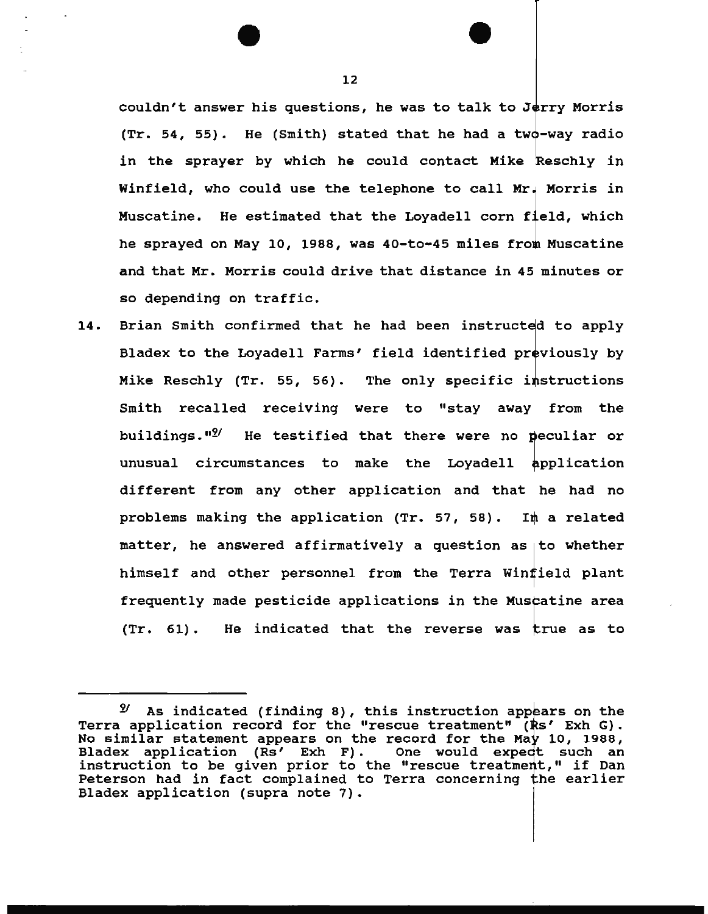couldn't answer his questions, he was to talk to Jerry Morris (Tr. 54, 55). He (Smith) stated that he had a two-way radio in the sprayer by which he could contact Mike Reschly in Winfield, who could use the telephone to call Mr. Morris in Muscatine. He estimated that the Loyadell corn field, which he sprayed on May 10, 1988, was 40-to-45 miles from Muscatine and that Mr. Morris could drive that distance in 45 minutes or so depending on traffic.

14. Brian Smith confirmed that he had been instructed to apply Bladex to the Loyadell Farms' field identified previously by Mike Reschly (Tr. 55, 56). The only specific instructions Smith recalled receiving were to "stay away from the buildings."[9] He testified that there were no peculiar or unusual circumstances to make the Loyadell application different from any other application and that he had no problems making the application (Tr. 57, 58). In a related matter, he answered affirmatively a question as to whether himself and other personnel from the Terra Winfield plant frequently made pesticide applications in the Muscatine area (Tr. 61). He indicated that the reverse was true as to

---

[9] As indicated (finding 8), this instruction appears on the Terra application record for the "rescue treatment" (Rs' Exh G). No similar statement appears on the record for the May 10, 1988, Bladex application (Rs' Exh F). One would expect such an instruction to be given prior to the "rescue treatment," if Dan Peterson had in fact complained to Terra concerning the earlier Bladex application (supra note 7).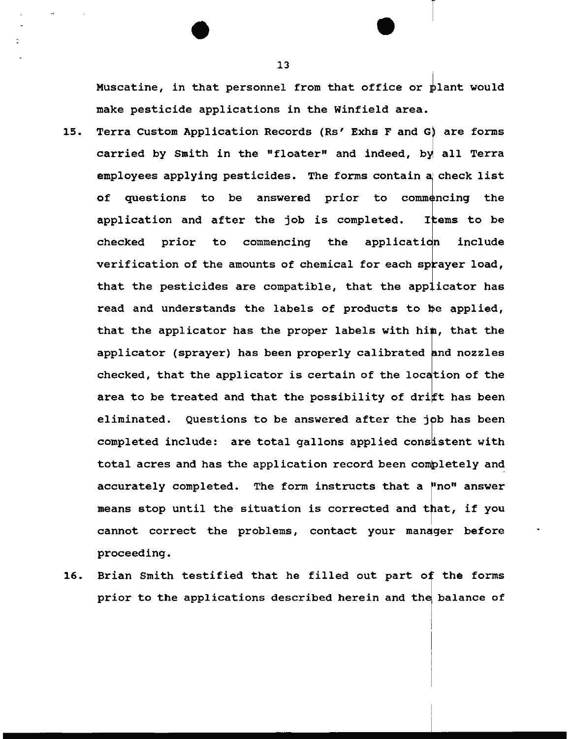Muscatine, in that personnel from that office or plant would make pesticide applications in the Winfield area.

15. Terra Custom Application Records (Rs' Exhs F and G) are forms carried by Smith in the "floater" and indeed, by all Terra employees applying pesticides. The forms contain a check list of questions to be answered prior to commencing the application and after the job is completed. Items to be checked prior to commencing the application include verification of the amounts of chemical for each sprayer load, that the pesticides are compatible, that the applicator has read and understands the labels of products to be applied, that the applicator has the proper labels with him, that the applicator (sprayer) has been properly calibrated and nozzles checked, that the applicator is certain of the location of the area to be treated and that the possibility of drift has been eliminated. Questions to be answered after the job has been completed include: are total gallons applied consistent with total acres and has the application record been completely and accurately completed. The form instructs that a "no" answer means stop until the situation is corrected and that, if you cannot correct the problems, contact your manager before proceeding.

16. Brian Smith testified that he filled out part of the forms prior to the applications described herein and the balance of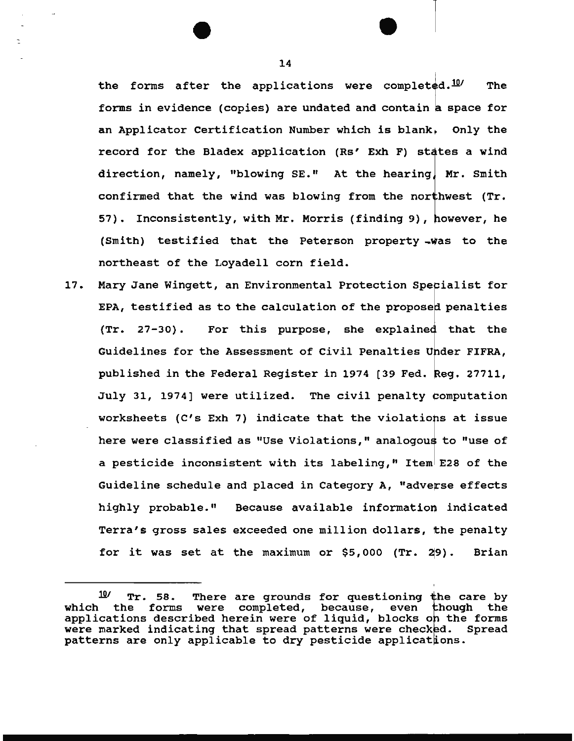the forms after the applications were completed.[10] The forms in evidence (copies) are undated and contain a space for an Applicator Certification Number which is blank. Only the record for the Bladex application (Rs' Exh F) states a wind direction, namely, "blowing SE." At the hearing, Mr. Smith confirmed that the wind was blowing from the northwest (Tr. 57). Inconsistently, with Mr. Morris (finding 9), however, he (Smith) testified that the Peterson property was to the northeast of the Loyadell corn field.

17. Mary Jane Wingett, an Environmental Protection Specialist for EPA, testified as to the calculation of the proposed penalties (Tr. 27-30). For this purpose, she explained that the Guidelines for the Assessment of Civil Penalties Under FIFRA, published in the Federal Register in 1974 [39 Fed. Reg. 27711, July 31, 1974] were utilized. The civil penalty computation worksheets (C's Exh 7) indicate that the violations at issue here were classified as "Use Violations," analogous to "use of a pesticide inconsistent with its labeling," Item E28 of the Guideline schedule and placed in Category A, "adverse effects highly probable." Because available information indicated Terra's gross sales exceeded one million dollars, the penalty for it was set at the maximum or $5,000 (Tr. 29). Brian

---

[10] Tr. 58. There are grounds for questioning the care by which the forms were completed, because, even though the applications described herein were of liquid, blocks on the forms were marked indicating that spread patterns were checked. Spread patterns are only applicable to dry pesticide applications.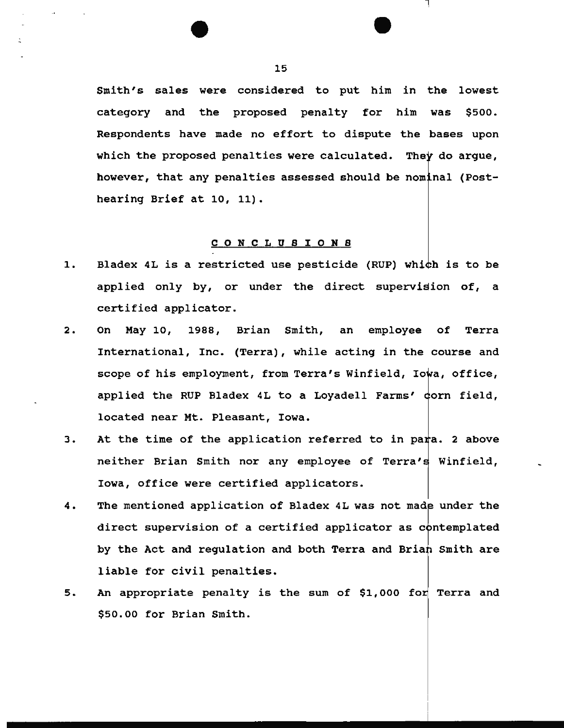Smith's sales were considered to put him in the lowest category and the proposed penalty for him was $500. Respondents have made no effort to dispute the bases upon which the proposed penalties were calculated. They do argue, however, that any penalties assessed should be nominal (Post-hearing Brief at 10, 11).

## C O N C L U S I O N S

1. Bladex 4L is a restricted use pesticide (RUP) which is to be applied only by, or under the direct supervision of, a certified applicator.
2. On May 10, 1988, Brian Smith, an employee of Terra International, Inc. (Terra), while acting in the course and scope of his employment, from Terra's Winfield, Iowa, office, applied the RUP Bladex 4L to a Loyadell Farms' corn field, located near Mt. Pleasant, Iowa.
3. At the time of the application referred to in para. 2 above neither Brian Smith nor any employee of Terra's Winfield, Iowa, office were certified applicators.
4. The mentioned application of Bladex 4L was not made under the direct supervision of a certified applicator as contemplated by the Act and regulation and both Terra and Brian Smith are liable for civil penalties.
5. An appropriate penalty is the sum of $1,000 for Terra and $50.00 for Brian Smith.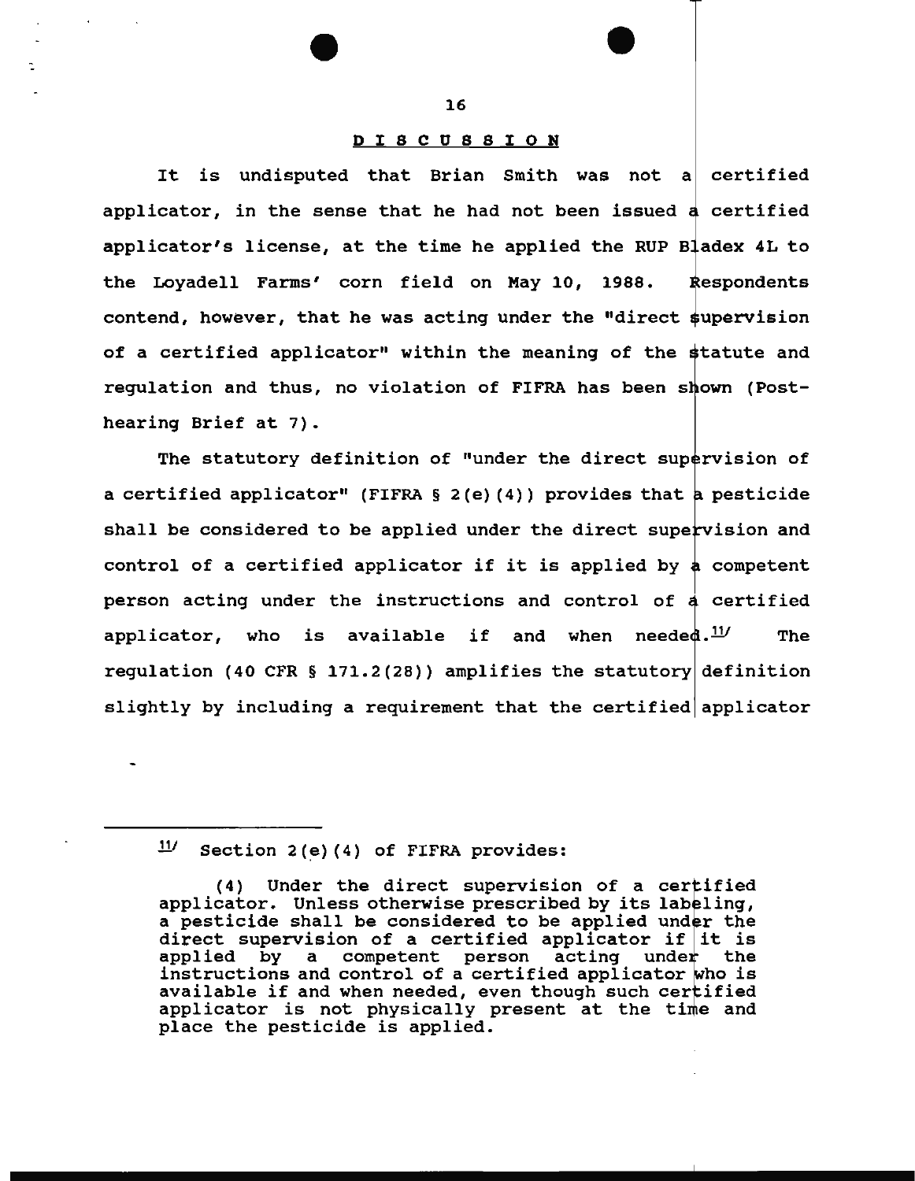## DISCUSSION

It is undisputed that Brian Smith was not a certified applicator, in the sense that he had not been issued a certified applicator's license, at the time he applied the RUP Bladex 4L to the Loyadell Farms' corn field on May 10, 1988. Respondents contend, however, that he was acting under the "direct supervision of a certified applicator" within the meaning of the statute and regulation and thus, no violation of FIFRA has been shown (Post-hearing Brief at 7).

The statutory definition of "under the direct supervision of a certified applicator" (FIFRA § 2(e)(4)) provides that a pesticide shall be considered to be applied under the direct supervision and control of a certified applicator if it is applied by a competent person acting under the instructions and control of a certified applicator, who is available if and when needed.[11] The regulation (40 CFR § 171.2(28)) amplifies the statutory definition slightly by including a requirement that the certified applicator

---

[11] Section 2(e)(4) of FIFRA provides:

(4) Under the direct supervision of a certified applicator. Unless otherwise prescribed by its labeling, a pesticide shall be considered to be applied under the direct supervision of a certified applicator if it is applied by a competent person acting under the instructions and control of a certified applicator who is available if and when needed, even though such certified applicator is not physically present at the time and place the pesticide is applied.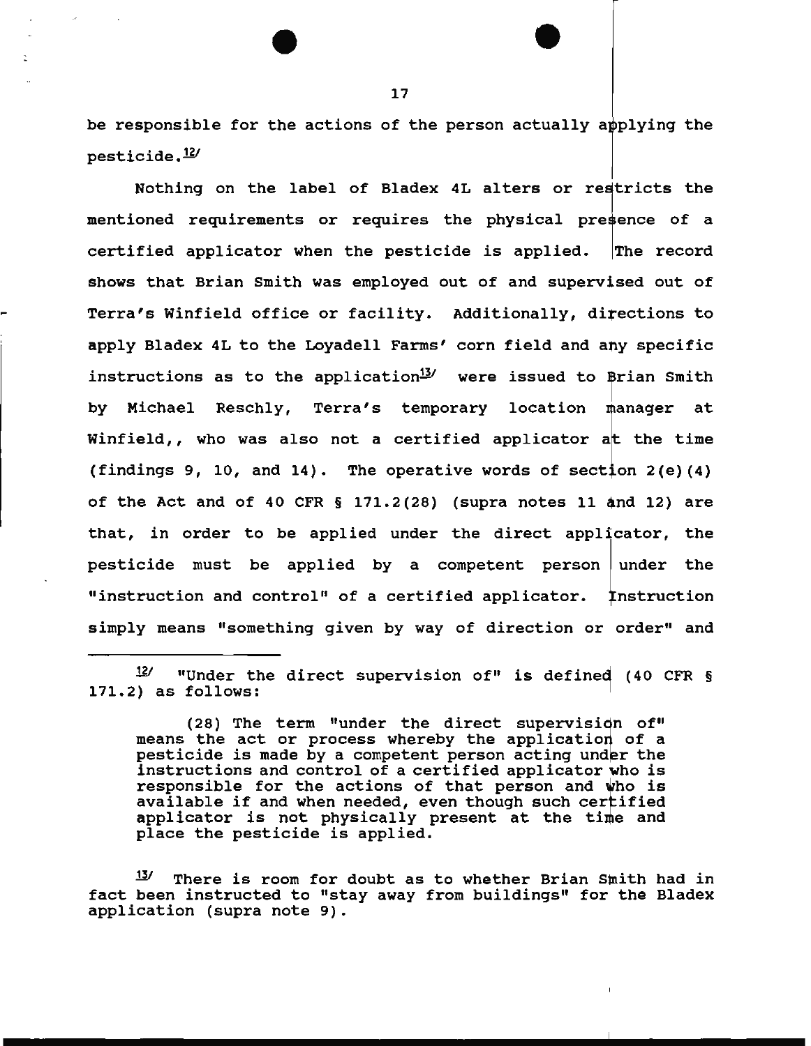be responsible for the actions of the person actually applying the pesticide.[12]

Nothing on the label of Bladex 4L alters or restricts the mentioned requirements or requires the physical presence of a certified applicator when the pesticide is applied. The record shows that Brian Smith was employed out of and supervised out of Terra's Winfield office or facility. Additionally, directions to apply Bladex 4L to the Loyadell Farms' corn field and any specific instructions as to the application[13] were issued to Brian Smith by Michael Reschly, Terra's temporary location manager at Winfield,, who was also not a certified applicator at the time (findings 9, 10, and 14). The operative words of section 2(e)(4) of the Act and of 40 CFR § 171.2(28) (supra notes 11 and 12) are that, in order to be applied under the direct applicator, the pesticide must be applied by a competent person under the "instruction and control" of a certified applicator. Instruction simply means "something given by way of direction or order" and

---

[12] "Under the direct supervision of" is defined (40 CFR § 171.2) as follows:

> (28) The term "under the direct supervision of" means the act or process whereby the application of a pesticide is made by a competent person acting under the instructions and control of a certified applicator who is responsible for the actions of that person and who is available if and when needed, even though such certified applicator is not physically present at the time and place the pesticide is applied.

[13] There is room for doubt as to whether Brian Smith had in fact been instructed to "stay away from buildings" for the Bladex application (supra note 9).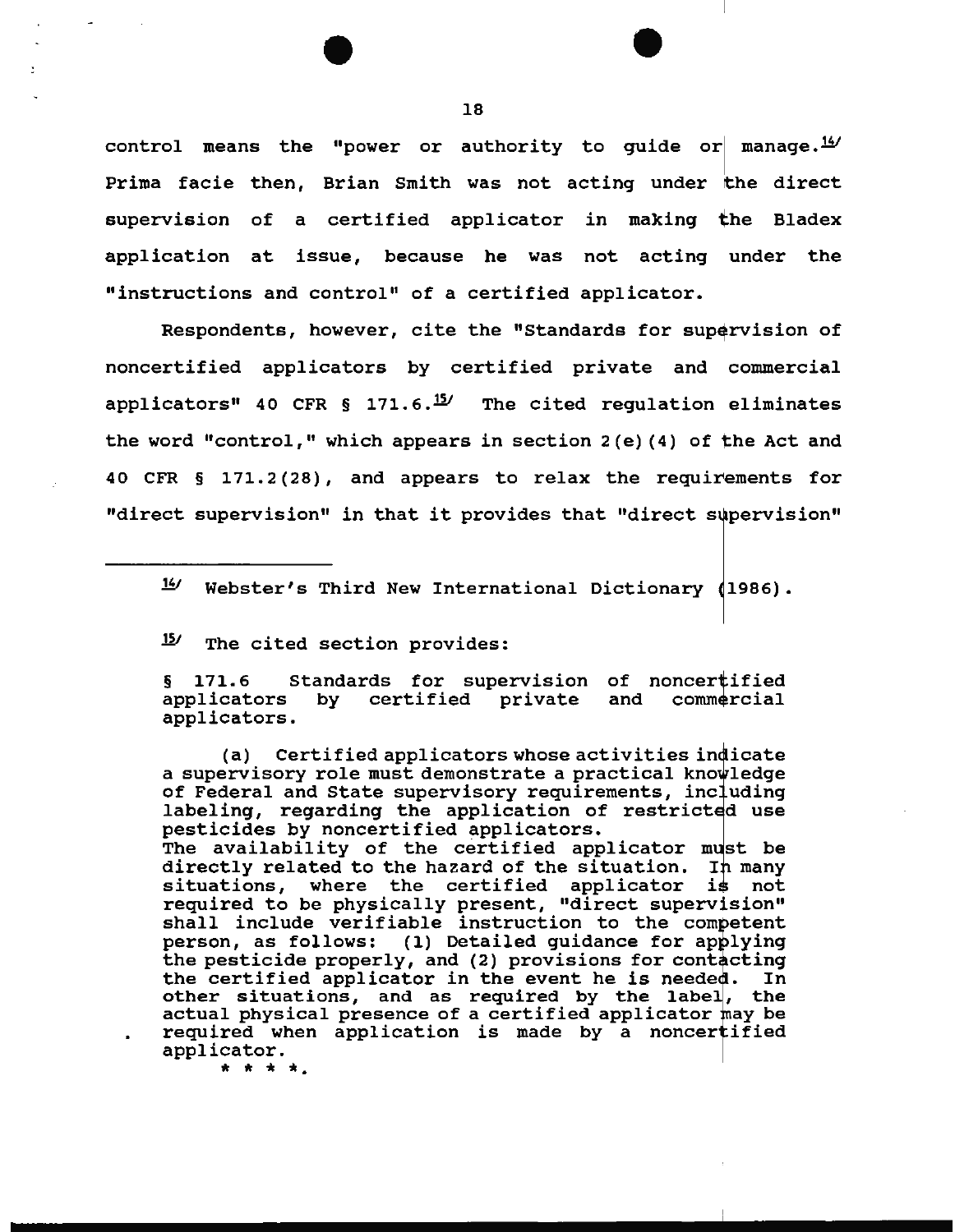control means the "power or authority to guide or manage.[14] Prima facie then, Brian Smith was not acting under the direct supervision of a certified applicator in making the Bladex application at issue, because he was not acting under the "instructions and control" of a certified applicator.

Respondents, however, cite the "Standards for supervision of noncertified applicators by certified private and commercial applicators" 40 CFR § 171.6.[15] The cited regulation eliminates the word "control," which appears in section 2(e)(4) of the Act and 40 CFR § 171.2(28), and appears to relax the requirements for "direct supervision" in that it provides that "direct supervision"

---

[14] Webster's Third New International Dictionary (1986).

[15] The cited section provides:

> § 171.6 Standards for supervision of noncertified applicators by certified private and commercial applicators.
>
> (a) Certified applicators whose activities indicate a supervisory role must demonstrate a practical knowledge of Federal and State supervisory requirements, including labeling, regarding the application of restricted use pesticides by noncertified applicators.
> The availability of the certified applicator must be directly related to the hazard of the situation. In many situations, where the certified applicator is not required to be physically present, "direct supervision" shall include verifiable instruction to the competent person, as follows: (1) Detailed guidance for applying the pesticide properly, and (2) provisions for contacting the certified applicator in the event he is needed. In other situations, and as required by the label, the actual physical presence of a certified applicator may be required when application is made by a noncertified applicator.
>
> * * * *.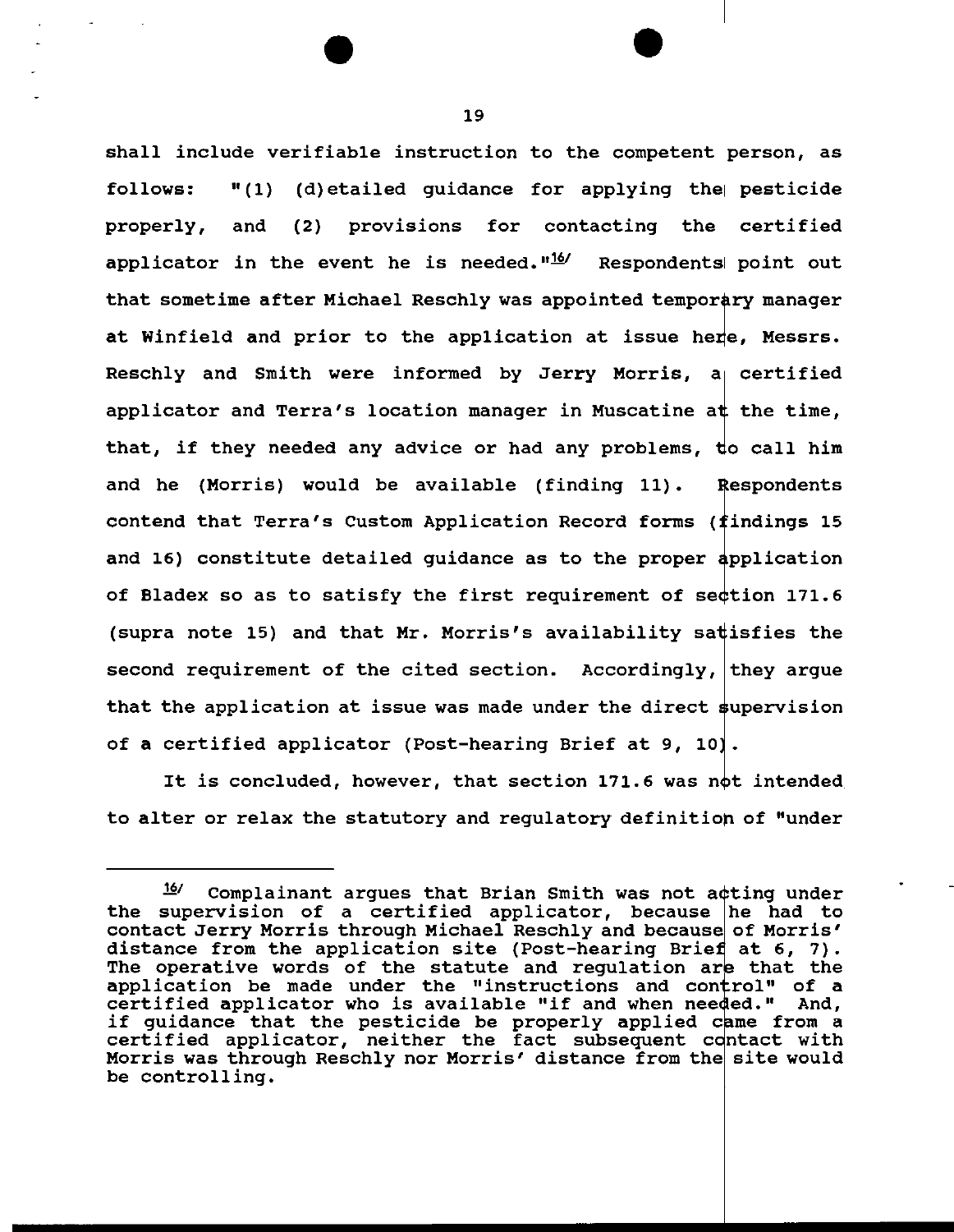shall include verifiable instruction to the competent person, as follows: "(1) (d)etailed guidance for applying the pesticide properly, and (2) provisions for contacting the certified applicator in the event he is needed."[16] Respondents point out that sometime after Michael Reschly was appointed temporary manager at Winfield and prior to the application at issue here, Messrs. Reschly and Smith were informed by Jerry Morris, a certified applicator and Terra's location manager in Muscatine at the time, that, if they needed any advice or had any problems, to call him and he (Morris) would be available (finding 11). Respondents contend that Terra's Custom Application Record forms (findings 15 and 16) constitute detailed guidance as to the proper application of Bladex so as to satisfy the first requirement of section 171.6 (supra note 15) and that Mr. Morris's availability satisfies the second requirement of the cited section. Accordingly, they argue that the application at issue was made under the direct supervision of a certified applicator (Post-hearing Brief at 9, 10).

It is concluded, however, that section 171.6 was not intended to alter or relax the statutory and regulatory definition of "under

---

[16] Complainant argues that Brian Smith was not acting under the supervision of a certified applicator, because he had to contact Jerry Morris through Michael Reschly and because of Morris' distance from the application site (Post-hearing Brief at 6, 7). The operative words of the statute and regulation are that the application be made under the "instructions and control" of a certified applicator who is available "if and when needed." And, if guidance that the pesticide be properly applied came from a certified applicator, neither the fact subsequent contact with Morris was through Reschly nor Morris' distance from the site would be controlling.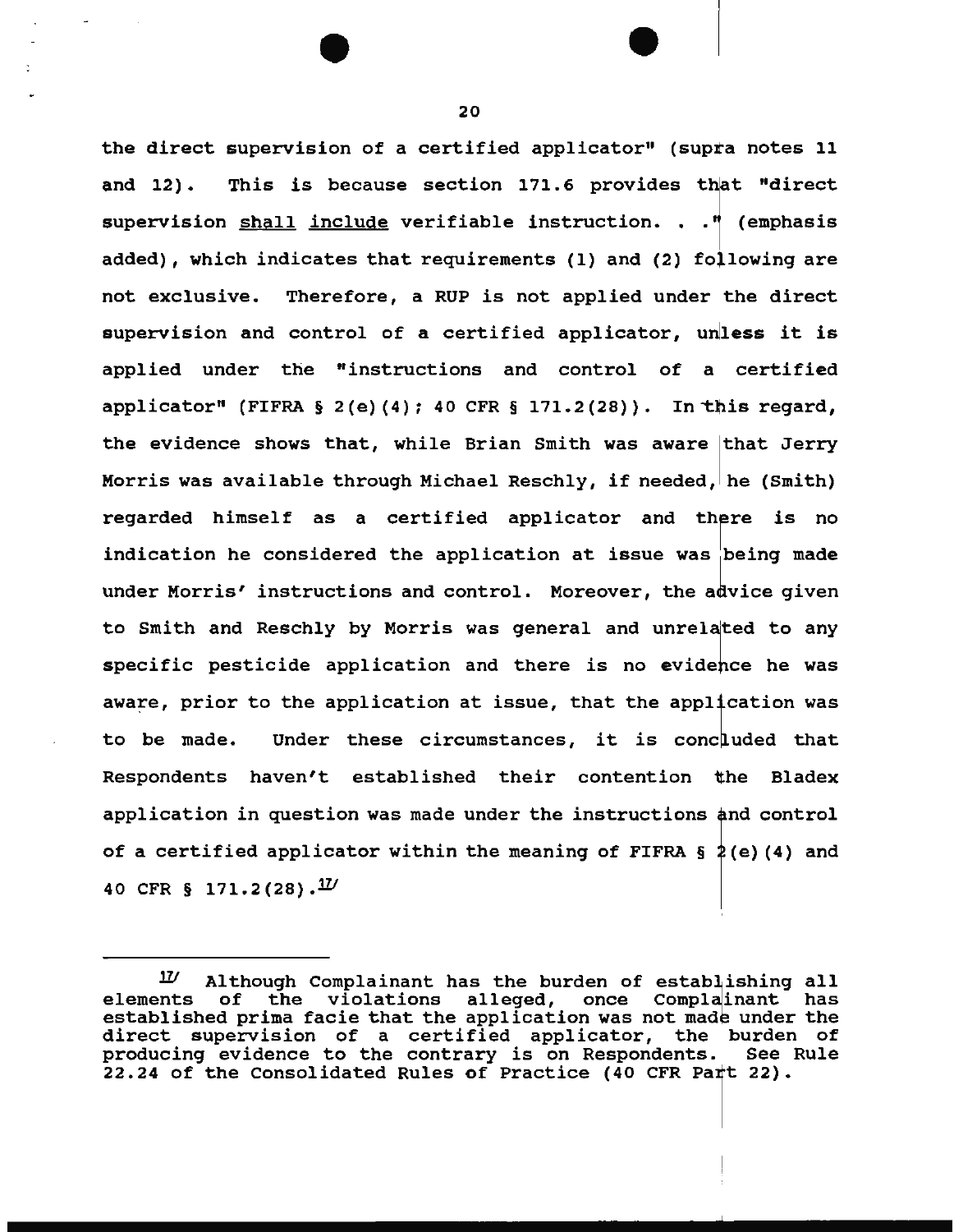the direct supervision of a certified applicator" (supra notes 11 and 12). This is because section 171.6 provides that "direct supervision shall include verifiable instruction. . ." (emphasis added), which indicates that requirements (1) and (2) following are not exclusive. Therefore, a RUP is not applied under the direct supervision and control of a certified applicator, unless it is applied under the "instructions and control of a certified applicator" (FIFRA § 2(e)(4); 40 CFR § 171.2(28)). In this regard, the evidence shows that, while Brian Smith was aware that Jerry Morris was available through Michael Reschly, if needed, he (Smith) regarded himself as a certified applicator and there is no indication he considered the application at issue was being made under Morris' instructions and control. Moreover, the advice given to Smith and Reschly by Morris was general and unrelated to any specific pesticide application and there is no evidence he was aware, prior to the application at issue, that the application was to be made. Under these circumstances, it is concluded that Respondents haven't established their contention the Bladex application in question was made under the instructions and control of a certified applicator within the meaning of FIFRA § 2(e)(4) and 40 CFR § 171.2(28).[17]

---

[17] Although Complainant has the burden of establishing all elements of the violations alleged, once Complainant has established prima facie that the application was not made under the direct supervision of a certified applicator, the burden of producing evidence to the contrary is on Respondents. See Rule 22.24 of the Consolidated Rules of Practice (40 CFR Part 22).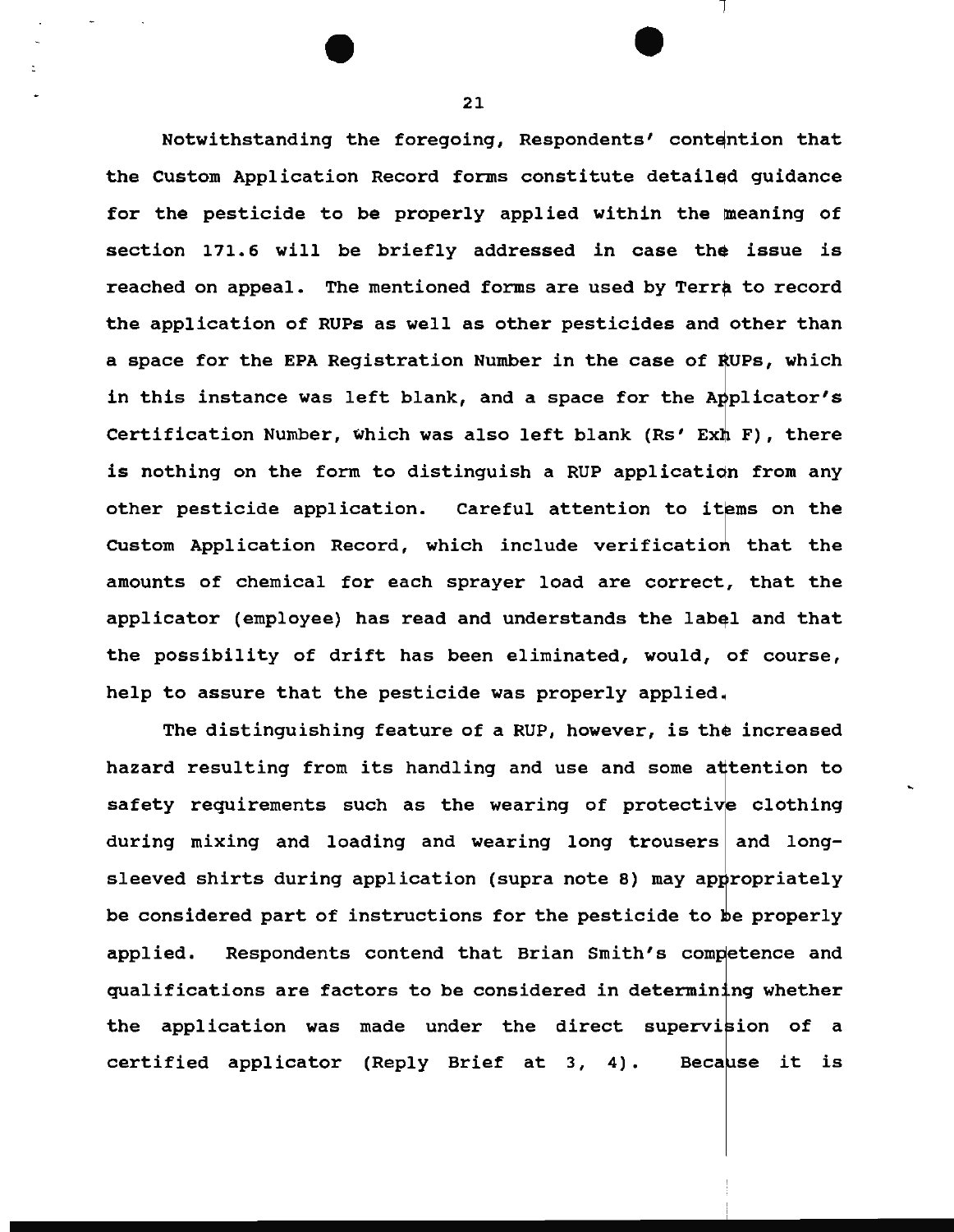Notwithstanding the foregoing, Respondents' contention that the Custom Application Record forms constitute detailed guidance for the pesticide to be properly applied within the meaning of section 171.6 will be briefly addressed in case the issue is reached on appeal. The mentioned forms are used by Terra to record the application of RUPs as well as other pesticides and other than a space for the EPA Registration Number in the case of RUPs, which in this instance was left blank, and a space for the Applicator's Certification Number, which was also left blank (Rs' Exh F), there is nothing on the form to distinguish a RUP application from any other pesticide application. Careful attention to items on the Custom Application Record, which include verification that the amounts of chemical for each sprayer load are correct, that the applicator (employee) has read and understands the label and that the possibility of drift has been eliminated, would, of course, help to assure that the pesticide was properly applied.

The distinguishing feature of a RUP, however, is the increased hazard resulting from its handling and use and some attention to safety requirements such as the wearing of protective clothing during mixing and loading and wearing long trousers and long-sleeved shirts during application (supra note 8) may appropriately be considered part of instructions for the pesticide to be properly applied. Respondents contend that Brian Smith's competence and qualifications are factors to be considered in determining whether the application was made under the direct supervision of a certified applicator (Reply Brief at 3, 4). Because it is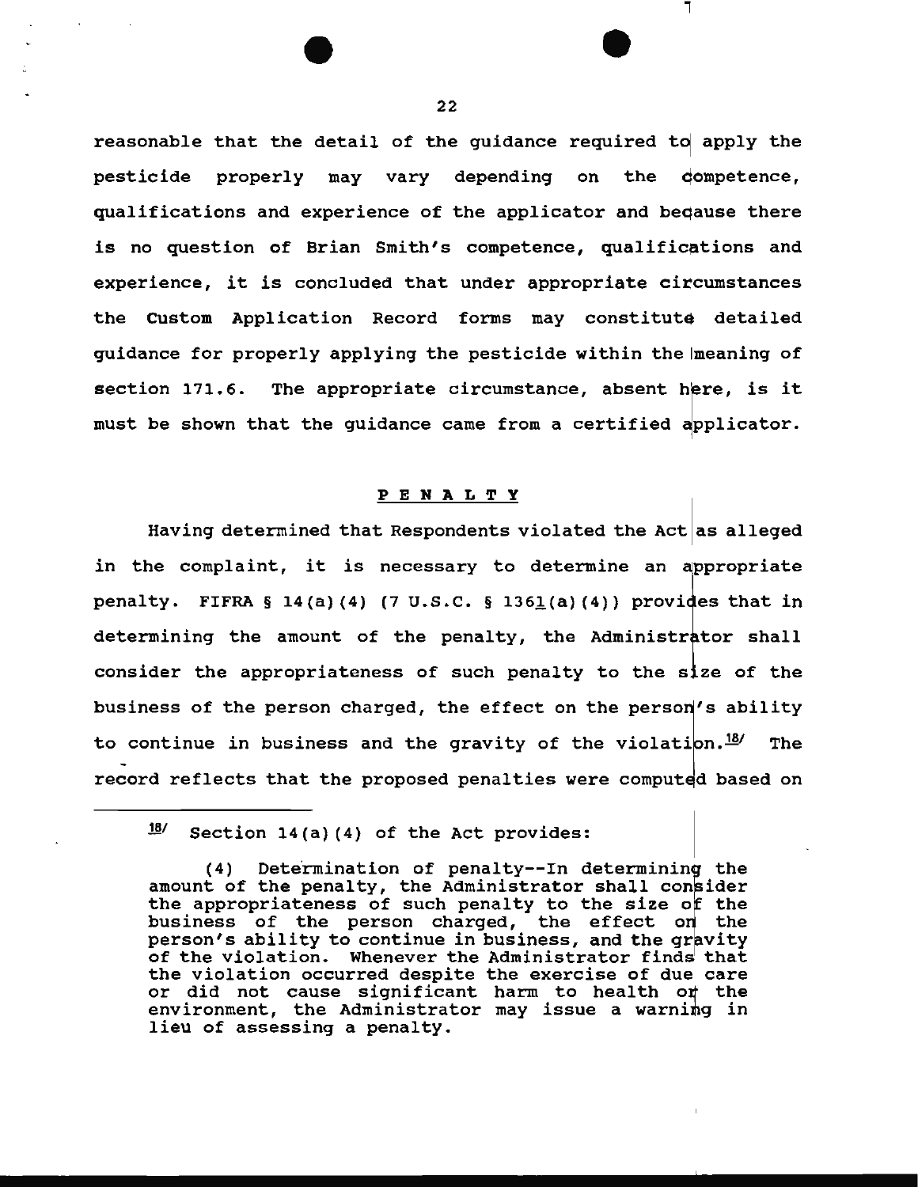reasonable that the detail of the guidance required to apply the pesticide properly may vary depending on the competence, qualifications and experience of the applicator and because there is no question of Brian Smith's competence, qualifications and experience, it is concluded that under appropriate circumstances the Custom Application Record forms may constitute detailed guidance for properly applying the pesticide within the meaning of section 171.6. The appropriate circumstance, absent here, is it must be shown that the guidance came from a certified applicator.

## PENALTY

Having determined that Respondents violated the Act as alleged in the complaint, it is necessary to determine an appropriate penalty. FIFRA § 14(a)(4) (7 U.S.C. § 136l(a)(4)) provides that in determining the amount of the penalty, the Administrator shall consider the appropriateness of such penalty to the size of the business of the person charged, the effect on the person's ability to continue in business and the gravity of the violation.[18] The record reflects that the proposed penalties were computed based on

---

[18] Section 14(a)(4) of the Act provides:

> (4) Determination of penalty--In determining the amount of the penalty, the Administrator shall consider the appropriateness of such penalty to the size of the business of the person charged, the effect on the person's ability to continue in business, and the gravity of the violation. Whenever the Administrator finds that the violation occurred despite the exercise of due care or did not cause significant harm to health or the environment, the Administrator may issue a warning in lieu of assessing a penalty.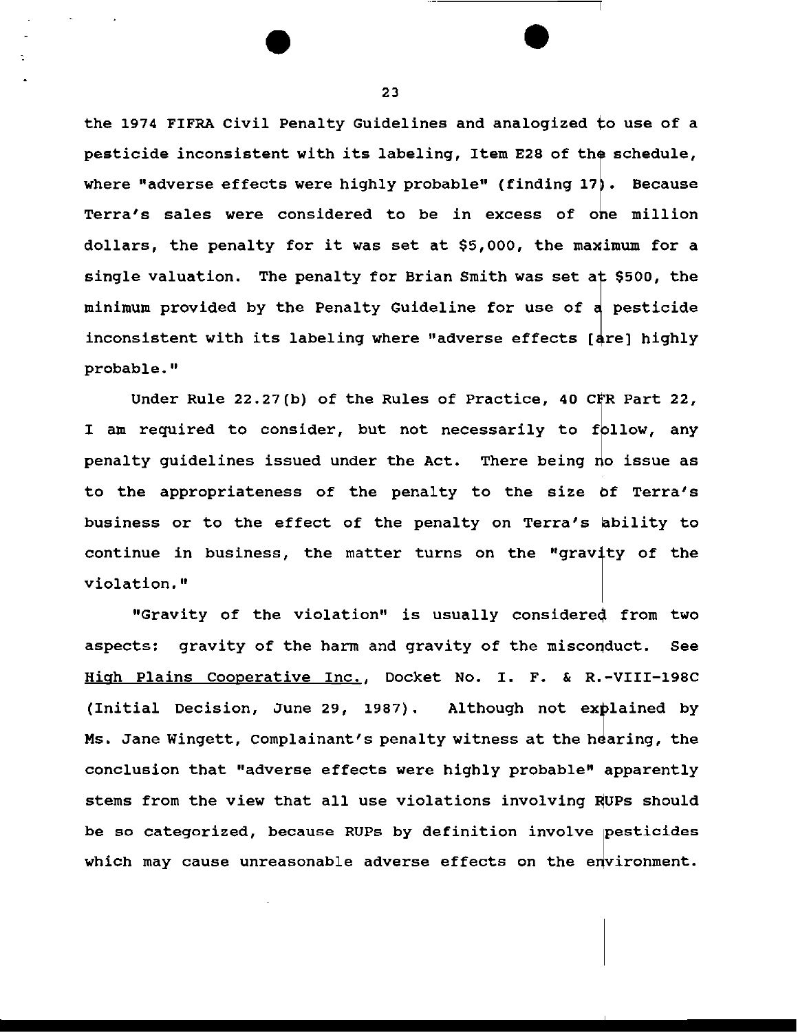the 1974 FIFRA Civil Penalty Guidelines and analogized to use of a pesticide inconsistent with its labeling, Item E28 of the schedule, where "adverse effects were highly probable" (finding 17). Because Terra's sales were considered to be in excess of one million dollars, the penalty for it was set at $5,000, the maximum for a single valuation. The penalty for Brian Smith was set at $500, the minimum provided by the Penalty Guideline for use of a pesticide inconsistent with its labeling where "adverse effects [are] highly probable."

Under Rule 22.27(b) of the Rules of Practice, 40 CFR Part 22, I am required to consider, but not necessarily to follow, any penalty guidelines issued under the Act. There being no issue as to the appropriateness of the penalty to the size of Terra's business or to the effect of the penalty on Terra's ability to continue in business, the matter turns on the "gravity of the violation."

"Gravity of the violation" is usually considered from two aspects: gravity of the harm and gravity of the misconduct. See <u>High Plains Cooperative Inc.</u>, Docket No. I. F. & R.-VIII-198C (Initial Decision, June 29, 1987). Although not explained by Ms. Jane Wingett, Complainant's penalty witness at the hearing, the conclusion that "adverse effects were highly probable" apparently stems from the view that all use violations involving RUPs should be so categorized, because RUPs by definition involve pesticides which may cause unreasonable adverse effects on the environment.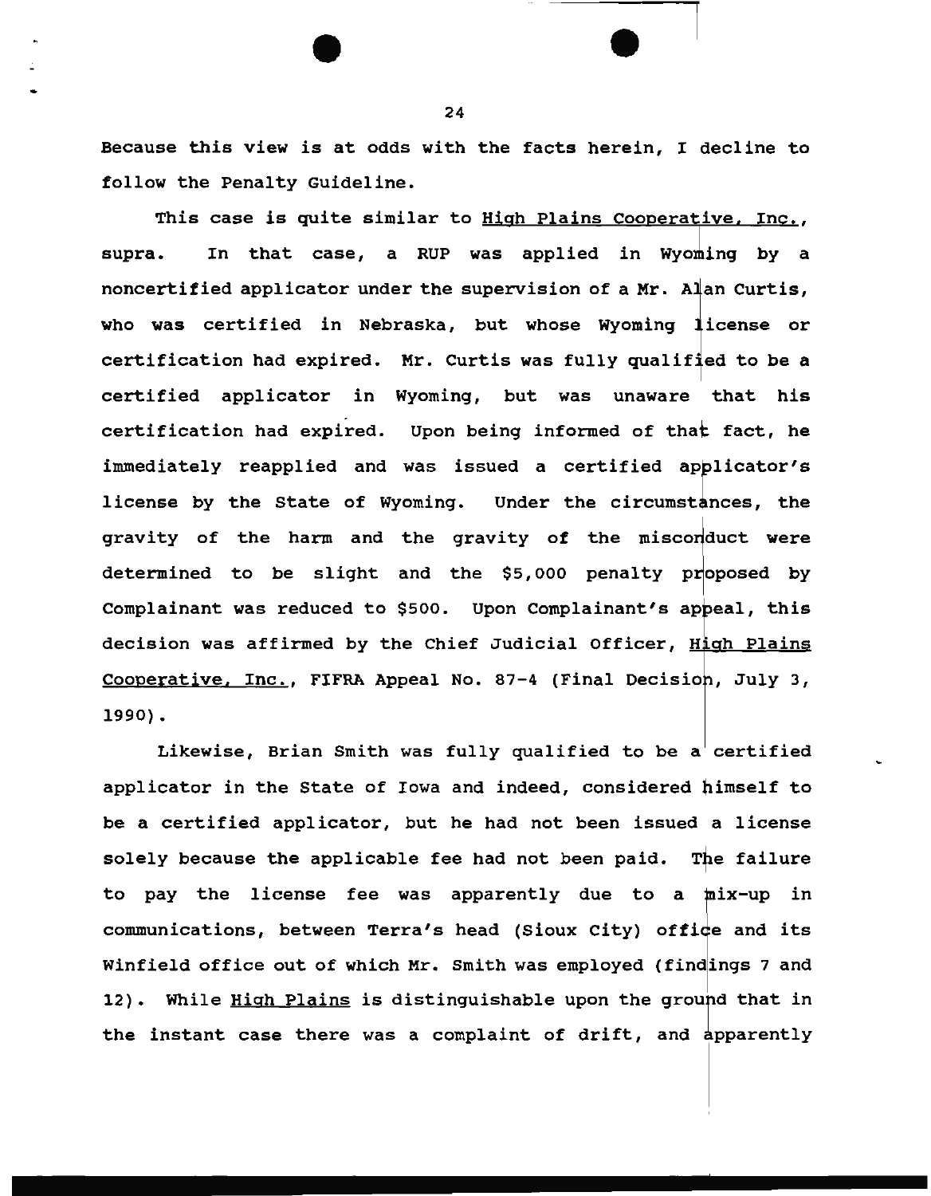Because this view is at odds with the facts herein, I decline to follow the Penalty Guideline.

This case is quite similar to High Plains Cooperative, Inc., supra. In that case, a RUP was applied in Wyoming by a noncertified applicator under the supervision of a Mr. Alan Curtis, who was certified in Nebraska, but whose Wyoming license or certification had expired. Mr. Curtis was fully qualified to be a certified applicator in Wyoming, but was unaware that his certification had expired. Upon being informed of that fact, he immediately reapplied and was issued a certified applicator's license by the State of Wyoming. Under the circumstances, the gravity of the harm and the gravity of the misconduct were determined to be slight and the $5,000 penalty proposed by Complainant was reduced to $500. Upon Complainant's appeal, this decision was affirmed by the Chief Judicial Officer, High Plains Cooperative, Inc., FIFRA Appeal No. 87-4 (Final Decision, July 3, 1990).

Likewise, Brian Smith was fully qualified to be a certified applicator in the State of Iowa and indeed, considered himself to be a certified applicator, but he had not been issued a license solely because the applicable fee had not been paid. The failure to pay the license fee was apparently due to a mix-up in communications, between Terra's head (Sioux City) office and its Winfield office out of which Mr. Smith was employed (findings 7 and 12). While High Plains is distinguishable upon the ground that in the instant case there was a complaint of drift, and apparently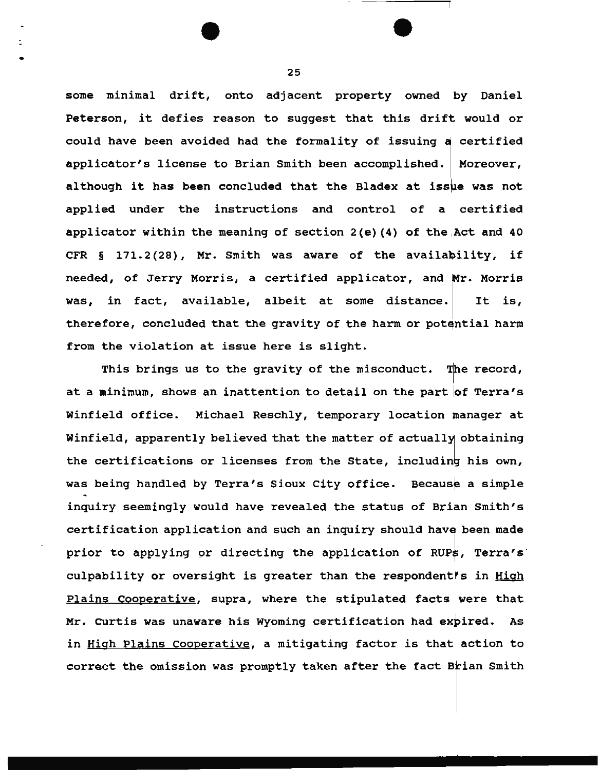some minimal drift, onto adjacent property owned by Daniel Peterson, it defies reason to suggest that this drift would or could have been avoided had the formality of issuing a certified applicator's license to Brian Smith been accomplished. Moreover, although it has been concluded that the Bladex at issue was not applied under the instructions and control of a certified applicator within the meaning of section 2(e)(4) of the Act and 40 CFR § 171.2(28), Mr. Smith was aware of the availability, if needed, of Jerry Morris, a certified applicator, and Mr. Morris was, in fact, available, albeit at some distance. It is, therefore, concluded that the gravity of the harm or potential harm from the violation at issue here is slight.

This brings us to the gravity of the misconduct. The record, at a minimum, shows an inattention to detail on the part of Terra's Winfield office. Michael Reschly, temporary location manager at Winfield, apparently believed that the matter of actually obtaining the certifications or licenses from the State, including his own, was being handled by Terra's Sioux City office. Because a simple inquiry seemingly would have revealed the status of Brian Smith's certification application and such an inquiry should have been made prior to applying or directing the application of RUPs, Terra's culpability or oversight is greater than the respondent's in High Plains Cooperative, supra, where the stipulated facts were that Mr. Curtis was unaware his Wyoming certification had expired. As in High Plains Cooperative, a mitigating factor is that action to correct the omission was promptly taken after the fact Brian Smith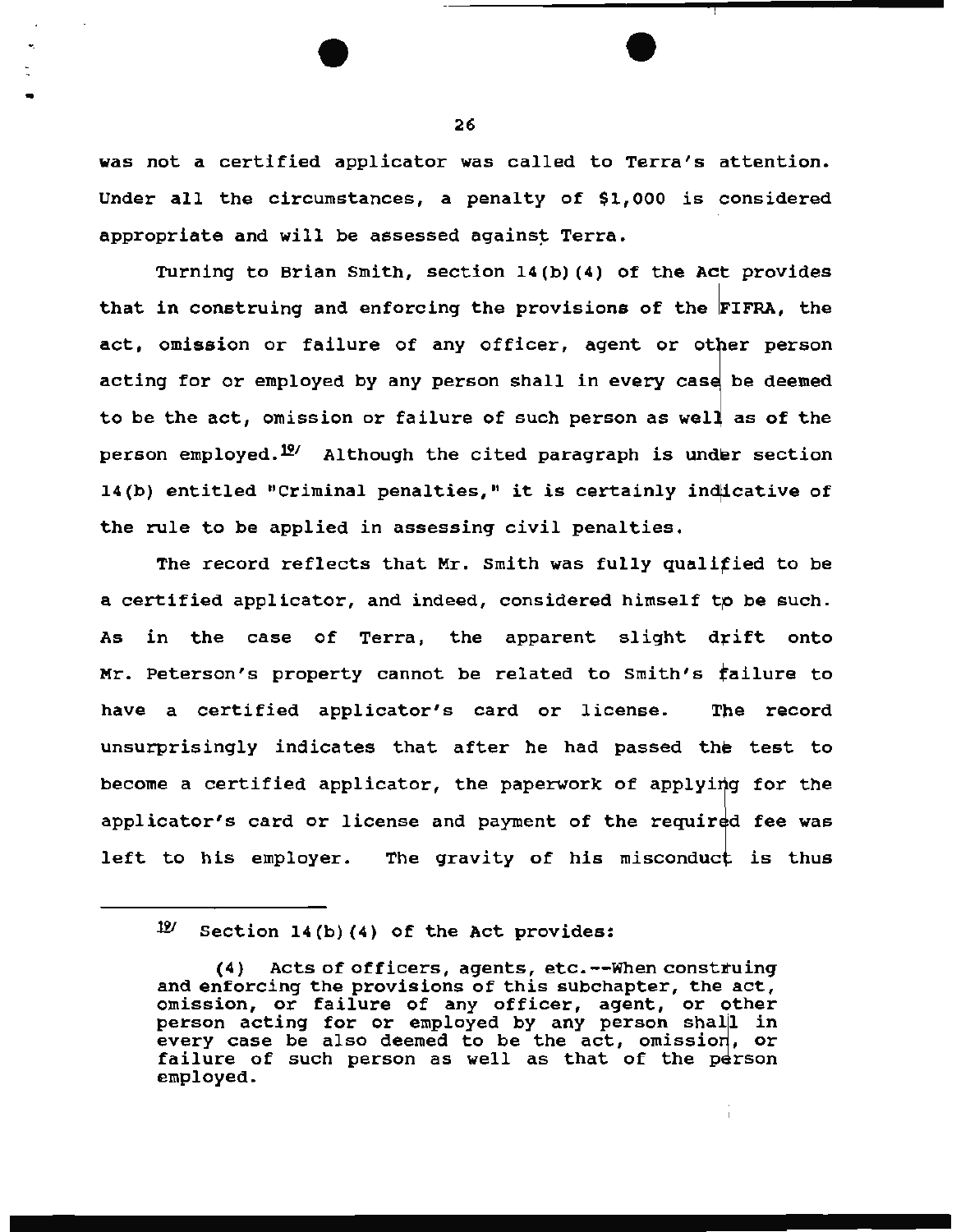was not a certified applicator was called to Terra's attention. Under all the circumstances, a penalty of $1,000 is considered appropriate and will be assessed against Terra.

Turning to Brian Smith, section 14(b)(4) of the Act provides that in construing and enforcing the provisions of the FIFRA, the act, omission or failure of any officer, agent or other person acting for or employed by any person shall in every case be deemed to be the act, omission or failure of such person as well as of the person employed.[19] Although the cited paragraph is under section 14(b) entitled "Criminal penalties," it is certainly indicative of the rule to be applied in assessing civil penalties.

The record reflects that Mr. Smith was fully qualified to be a certified applicator, and indeed, considered himself to be such. As in the case of Terra, the apparent slight drift onto Mr. Peterson's property cannot be related to Smith's failure to have a certified applicator's card or license. The record unsurprisingly indicates that after he had passed the test to become a certified applicator, the paperwork of applying for the applicator's card or license and payment of the required fee was left to his employer. The gravity of his misconduct is thus

---

[19] Section 14(b)(4) of the Act provides:

> (4) Acts of officers, agents, etc.--When construing and enforcing the provisions of this subchapter, the act, omission, or failure of any officer, agent, or other person acting for or employed by any person shall in every case be also deemed to be the act, omission, or failure of such person as well as that of the person employed.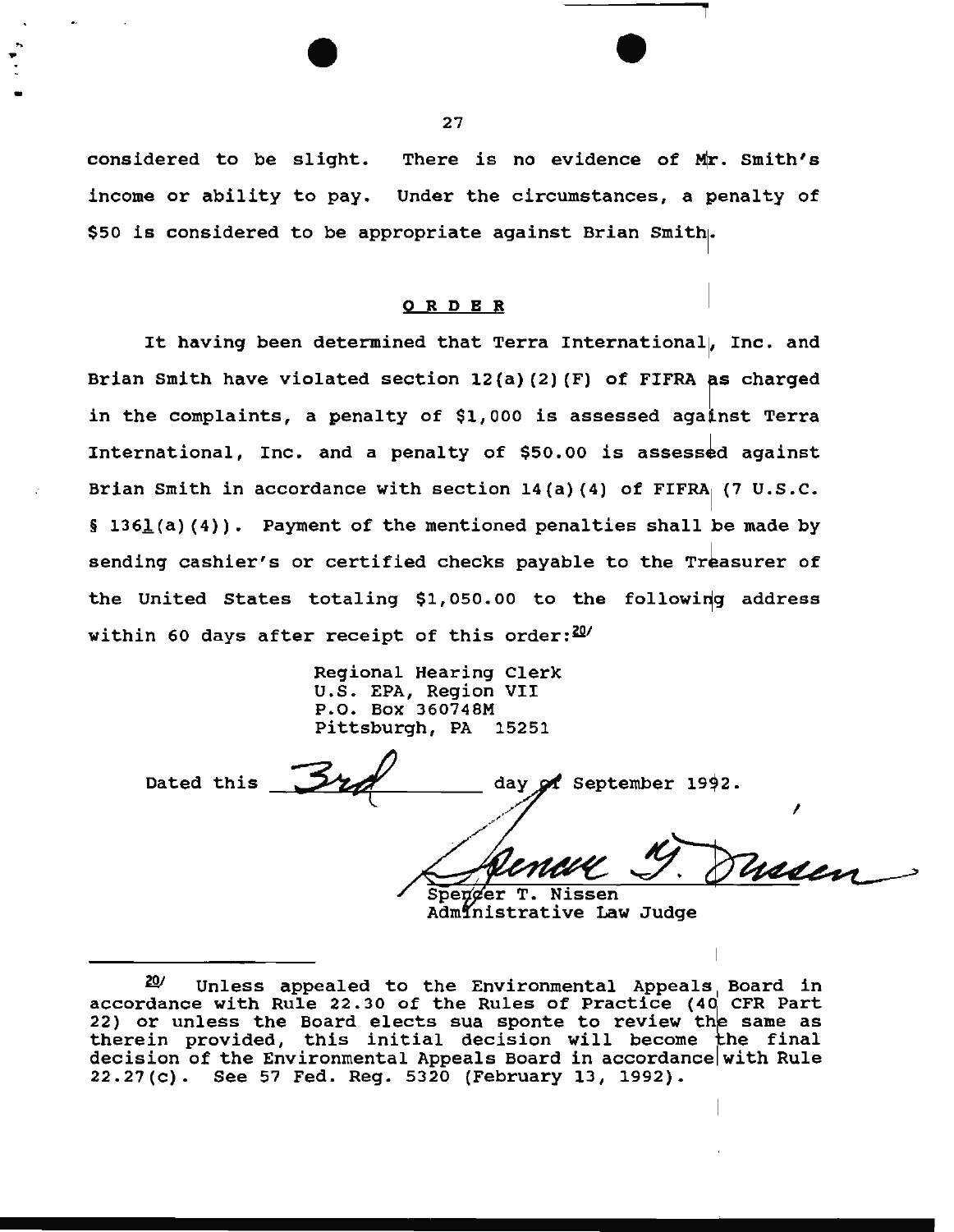considered to be slight. There is no evidence of Mr. Smith's income or ability to pay. Under the circumstances, a penalty of $50 is considered to be appropriate against Brian Smith.

## ORDER

It having been determined that Terra International, Inc. and Brian Smith have violated section 12(a)(2)(F) of FIFRA as charged in the complaints, a penalty of $1,000 is assessed against Terra International, Inc. and a penalty of $50.00 is assessed against Brian Smith in accordance with section 14(a)(4) of FIFRA (7 U.S.C. § 136l(a)(4)). Payment of the mentioned penalties shall be made by sending cashier's or certified checks payable to the Treasurer of the United States totaling $1,050.00 to the following address within 60 days after receipt of this order:[20]

Regional Hearing Clerk
U.S. EPA, Region VII
P.O. Box 360748M
Pittsburgh, PA 15251

Dated this 3rd day of September 1992.

Spencer T. Nissen
Administrative Law Judge

---

[20] Unless appealed to the Environmental Appeals Board in accordance with Rule 22.30 of the Rules of Practice (40 CFR Part 22) or unless the Board elects sua sponte to review the same as therein provided, this initial decision will become the final decision of the Environmental Appeals Board in accordance with Rule 22.27(c). See 57 Fed. Reg. 5320 (February 13, 1992).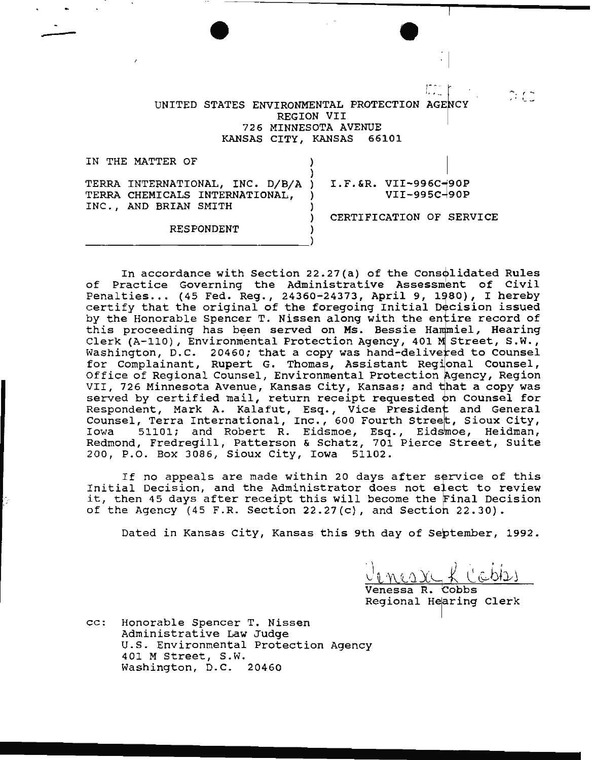UNITED STATES ENVIRONMENTAL PROTECTION AGENCY
REGION VII
726 MINNESOTA AVENUE
KANSAS CITY, KANSAS 66101

| | |
|---|---|
| IN THE MATTER OF | |
| TERRA INTERNATIONAL, INC. D/B/A TERRA CHEMICALS INTERNATIONAL, INC., AND BRIAN SMITH | I.F.&R. VII-996C-90P VII-995C-90P |
| RESPONDENT | CERTIFICATION OF SERVICE |

In accordance with Section 22.27(a) of the Consolidated Rules of Practice Governing the Administrative Assessment of Civil Penalties... (45 Fed. Reg., 24360-24373, April 9, 1980), I hereby certify that the original of the foregoing Initial Decision issued by the Honorable Spencer T. Nissen along with the entire record of this proceeding has been served on Ms. Bessie Hammiel, Hearing Clerk (A-110), Environmental Protection Agency, 401 M Street, S.W., Washington, D.C. 20460; that a copy was hand-delivered to Counsel for Complainant, Rupert G. Thomas, Assistant Regional Counsel, Office of Regional Counsel, Environmental Protection Agency, Region VII, 726 Minnesota Avenue, Kansas City, Kansas; and that a copy was served by certified mail, return receipt requested on Counsel for Respondent, Mark A. Kalafut, Esq., Vice President and General Counsel, Terra International, Inc., 600 Fourth Street, Sioux City, Iowa 51101; and Robert R. Eidsmoe, Esq., Eidsmoe, Heidman, Redmond, Fredregill, Patterson & Schatz, 701 Pierce Street, Suite 200, P.O. Box 3086, Sioux City, Iowa 51102.

If no appeals are made within 20 days after service of this Initial Decision, and the Administrator does not elect to review it, then 45 days after receipt this will become the Final Decision of the Agency (45 F.R. Section 22.27(c), and Section 22.30).

Dated in Kansas City, Kansas this 9th day of September, 1992.

Venessa R. Cobbs
Venessa R. Cobbs
Regional Hearing Clerk

cc: Honorable Spencer T. Nissen
Administrative Law Judge
U.S. Environmental Protection Agency
401 M Street, S.W.
Washington, D.C. 20460